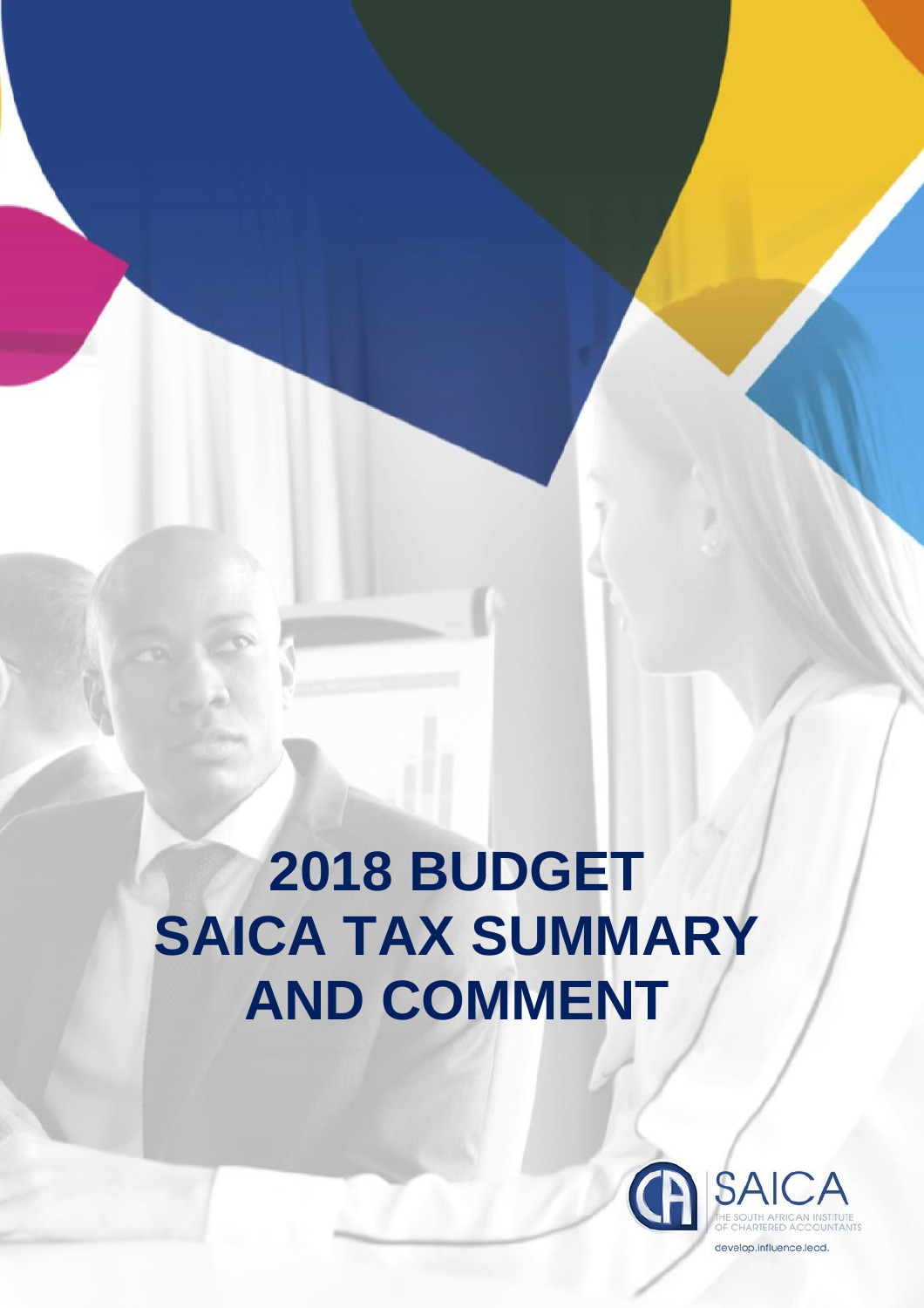# 2018 BUDGET SAICA TAX SUMMARY AND COMMENT

SAICA

THE SOUTH AFRICAN INSTITUTE OF CHARTERED ACCOUNTANTS

develop.influence.lead.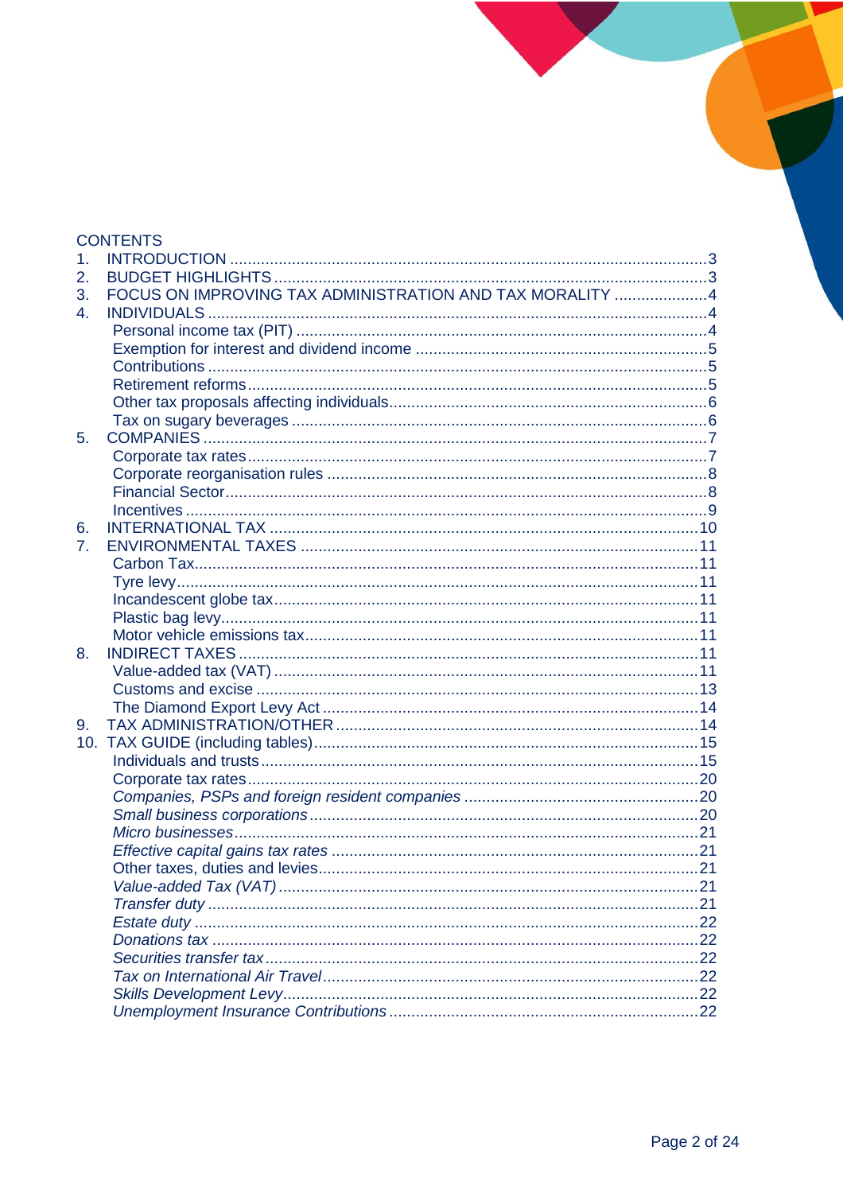CONTENTS

1. INTRODUCTION ....................................................................................................3
2. BUDGET HIGHLIGHTS ..........................................................................................3
3. FOCUS ON IMPROVING TAX ADMINISTRATION AND TAX MORALITY .....................4
4. INDIVIDUALS ......................................................................................................4
   - Personal income tax (PIT) ..................................................................................4
   - Exemption for interest and dividend income .........................................................5
   - Contributions .....................................................................................................5
   - Retirement reforms .............................................................................................5
   - Other tax proposals affecting individuals ...............................................................6
   - Tax on sugary beverages .....................................................................................6
5. COMPANIES .........................................................................................................7
   - Corporate tax rates .............................................................................................7
   - Corporate reorganisation rules .............................................................................8
   - Financial Sector ..................................................................................................8
   - Incentives ..........................................................................................................9
6. INTERNATIONAL TAX ..........................................................................................10
7. ENVIRONMENTAL TAXES ....................................................................................11
   - Carbon Tax ........................................................................................................11
   - Tyre levy ...........................................................................................................11
   - Incandescent globe tax .......................................................................................11
   - Plastic bag levy ..................................................................................................11
   - Motor vehicle emissions tax .................................................................................11
8. INDIRECT TAXES ................................................................................................11
   - Value-added tax (VAT) .......................................................................................11
   - Customs and excise ...........................................................................................13
   - The Diamond Export Levy Act ..............................................................................14
9. TAX ADMINISTRATION/OTHER ............................................................................14
10. TAX GUIDE (including tables) ..............................................................................15
    - Individuals and trusts .........................................................................................15
    - Corporate tax rates ............................................................................................20
    - *Companies, PSPs and foreign resident companies* ...............................................20
    - *Small business corporations* .............................................................................20
    - *Micro businesses* .............................................................................................21
    - *Effective capital gains tax rates* .........................................................................21
    - Other taxes, duties and levies ..............................................................................21
    - *Value-added Tax (VAT)* ....................................................................................21
    - *Transfer duty* ..................................................................................................21
    - *Estate duty* .....................................................................................................22
    - *Donations tax* ..................................................................................................22
    - *Securities transfer tax* ......................................................................................22
    - *Tax on International Air Travel* ..........................................................................22
    - *Skills Development Levy* ...................................................................................22
    - *Unemployment Insurance Contributions* ..............................................................22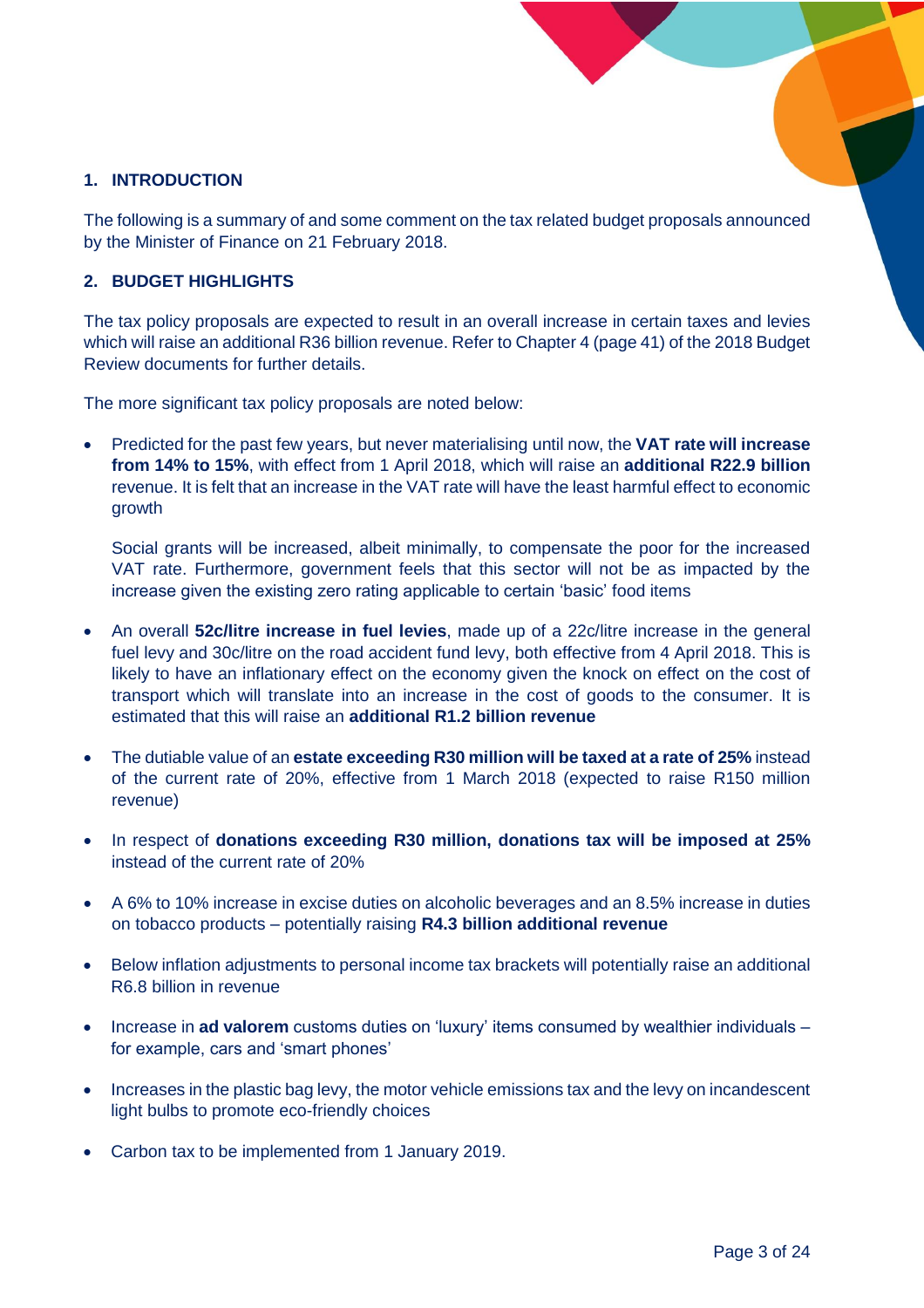## 1. INTRODUCTION

The following is a summary of and some comment on the tax related budget proposals announced by the Minister of Finance on 21 February 2018.

## 2. BUDGET HIGHLIGHTS

The tax policy proposals are expected to result in an overall increase in certain taxes and levies which will raise an additional R36 billion revenue. Refer to Chapter 4 (page 41) of the 2018 Budget Review documents for further details.

The more significant tax policy proposals are noted below:

- Predicted for the past few years, but never materialising until now, the **VAT rate will increase from 14% to 15%**, with effect from 1 April 2018, which will raise an **additional R22.9 billion** revenue. It is felt that an increase in the VAT rate will have the least harmful effect to economic growth

  Social grants will be increased, albeit minimally, to compensate the poor for the increased VAT rate. Furthermore, government feels that this sector will not be as impacted by the increase given the existing zero rating applicable to certain 'basic' food items

- An overall **52c/litre increase in fuel levies**, made up of a 22c/litre increase in the general fuel levy and 30c/litre on the road accident fund levy, both effective from 4 April 2018. This is likely to have an inflationary effect on the economy given the knock on effect on the cost of transport which will translate into an increase in the cost of goods to the consumer. It is estimated that this will raise an **additional R1.2 billion revenue**

- The dutiable value of an **estate exceeding R30 million will be taxed at a rate of 25%** instead of the current rate of 20%, effective from 1 March 2018 (expected to raise R150 million revenue)

- In respect of **donations exceeding R30 million, donations tax will be imposed at 25%** instead of the current rate of 20%

- A 6% to 10% increase in excise duties on alcoholic beverages and an 8.5% increase in duties on tobacco products – potentially raising **R4.3 billion additional revenue**

- Below inflation adjustments to personal income tax brackets will potentially raise an additional R6.8 billion in revenue

- Increase in **ad valorem** customs duties on 'luxury' items consumed by wealthier individuals – for example, cars and 'smart phones'

- Increases in the plastic bag levy, the motor vehicle emissions tax and the levy on incandescent light bulbs to promote eco-friendly choices

- Carbon tax to be implemented from 1 January 2019.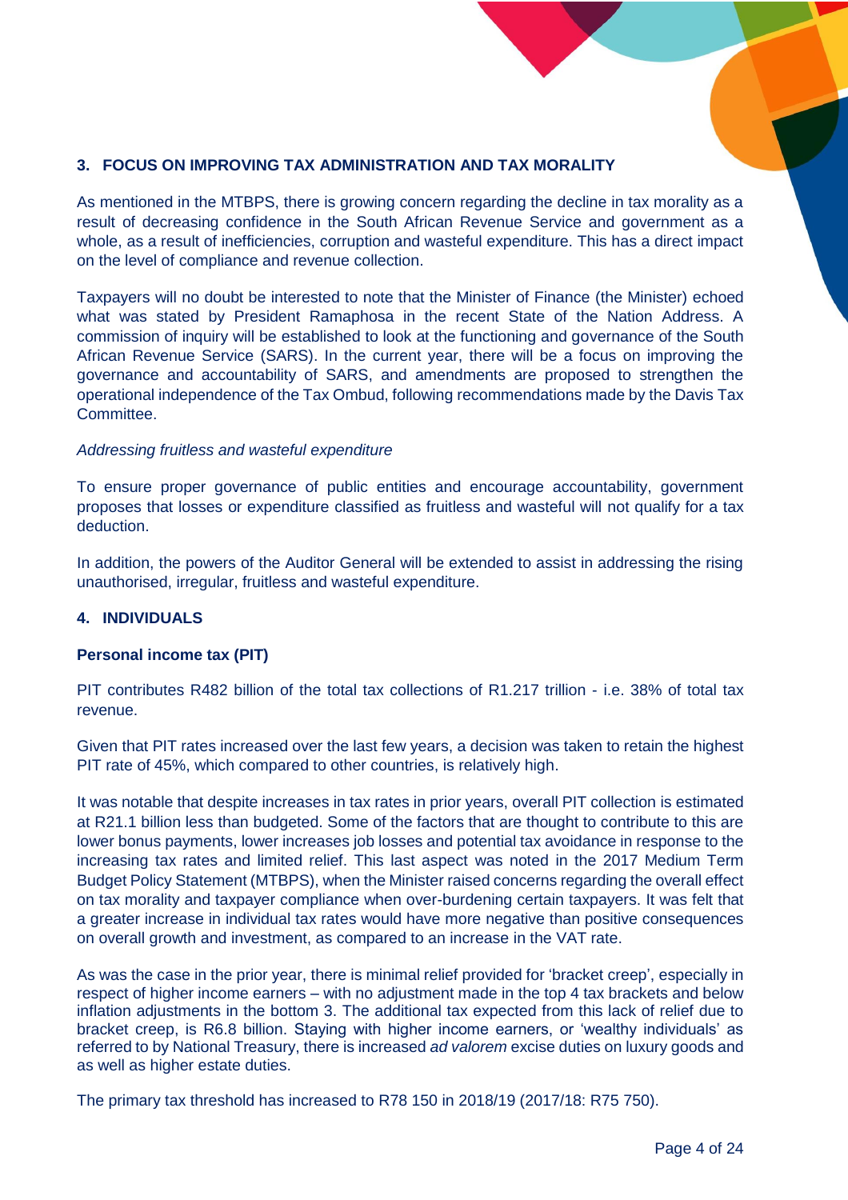## 3. FOCUS ON IMPROVING TAX ADMINISTRATION AND TAX MORALITY

As mentioned in the MTBPS, there is growing concern regarding the decline in tax morality as a result of decreasing confidence in the South African Revenue Service and government as a whole, as a result of inefficiencies, corruption and wasteful expenditure. This has a direct impact on the level of compliance and revenue collection.

Taxpayers will no doubt be interested to note that the Minister of Finance (the Minister) echoed what was stated by President Ramaphosa in the recent State of the Nation Address. A commission of inquiry will be established to look at the functioning and governance of the South African Revenue Service (SARS). In the current year, there will be a focus on improving the governance and accountability of SARS, and amendments are proposed to strengthen the operational independence of the Tax Ombud, following recommendations made by the Davis Tax Committee.

*Addressing fruitless and wasteful expenditure*

To ensure proper governance of public entities and encourage accountability, government proposes that losses or expenditure classified as fruitless and wasteful will not qualify for a tax deduction.

In addition, the powers of the Auditor General will be extended to assist in addressing the rising unauthorised, irregular, fruitless and wasteful expenditure.

## 4. INDIVIDUALS

### Personal income tax (PIT)

PIT contributes R482 billion of the total tax collections of R1.217 trillion - i.e. 38% of total tax revenue.

Given that PIT rates increased over the last few years, a decision was taken to retain the highest PIT rate of 45%, which compared to other countries, is relatively high.

It was notable that despite increases in tax rates in prior years, overall PIT collection is estimated at R21.1 billion less than budgeted. Some of the factors that are thought to contribute to this are lower bonus payments, lower increases job losses and potential tax avoidance in response to the increasing tax rates and limited relief. This last aspect was noted in the 2017 Medium Term Budget Policy Statement (MTBPS), when the Minister raised concerns regarding the overall effect on tax morality and taxpayer compliance when over-burdening certain taxpayers. It was felt that a greater increase in individual tax rates would have more negative than positive consequences on overall growth and investment, as compared to an increase in the VAT rate.

As was the case in the prior year, there is minimal relief provided for 'bracket creep', especially in respect of higher income earners – with no adjustment made in the top 4 tax brackets and below inflation adjustments in the bottom 3. The additional tax expected from this lack of relief due to bracket creep, is R6.8 billion. Staying with higher income earners, or 'wealthy individuals' as referred to by National Treasury, there is increased *ad valorem* excise duties on luxury goods and as well as higher estate duties.

The primary tax threshold has increased to R78 150 in 2018/19 (2017/18: R75 750).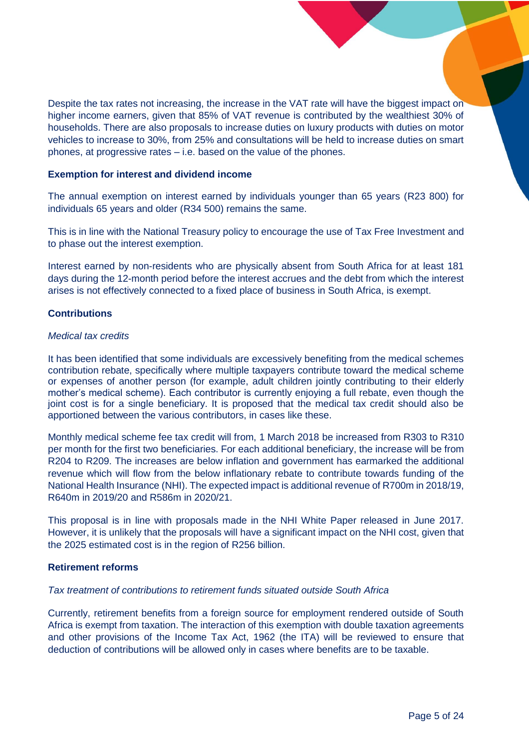Despite the tax rates not increasing, the increase in the VAT rate will have the biggest impact on higher income earners, given that 85% of VAT revenue is contributed by the wealthiest 30% of households. There are also proposals to increase duties on luxury products with duties on motor vehicles to increase to 30%, from 25% and consultations will be held to increase duties on smart phones, at progressive rates – i.e. based on the value of the phones.

**Exemption for interest and dividend income**

The annual exemption on interest earned by individuals younger than 65 years (R23 800) for individuals 65 years and older (R34 500) remains the same.

This is in line with the National Treasury policy to encourage the use of Tax Free Investment and to phase out the interest exemption.

Interest earned by non-residents who are physically absent from South Africa for at least 181 days during the 12-month period before the interest accrues and the debt from which the interest arises is not effectively connected to a fixed place of business in South Africa, is exempt.

**Contributions**

*Medical tax credits*

It has been identified that some individuals are excessively benefiting from the medical schemes contribution rebate, specifically where multiple taxpayers contribute toward the medical scheme or expenses of another person (for example, adult children jointly contributing to their elderly mother's medical scheme). Each contributor is currently enjoying a full rebate, even though the joint cost is for a single beneficiary. It is proposed that the medical tax credit should also be apportioned between the various contributors, in cases like these.

Monthly medical scheme fee tax credit will from, 1 March 2018 be increased from R303 to R310 per month for the first two beneficiaries. For each additional beneficiary, the increase will be from R204 to R209. The increases are below inflation and government has earmarked the additional revenue which will flow from the below inflationary rebate to contribute towards funding of the National Health Insurance (NHI). The expected impact is additional revenue of R700m in 2018/19, R640m in 2019/20 and R586m in 2020/21.

This proposal is in line with proposals made in the NHI White Paper released in June 2017. However, it is unlikely that the proposals will have a significant impact on the NHI cost, given that the 2025 estimated cost is in the region of R256 billion.

**Retirement reforms**

*Tax treatment of contributions to retirement funds situated outside South Africa*

Currently, retirement benefits from a foreign source for employment rendered outside of South Africa is exempt from taxation. The interaction of this exemption with double taxation agreements and other provisions of the Income Tax Act, 1962 (the ITA) will be reviewed to ensure that deduction of contributions will be allowed only in cases where benefits are to be taxable.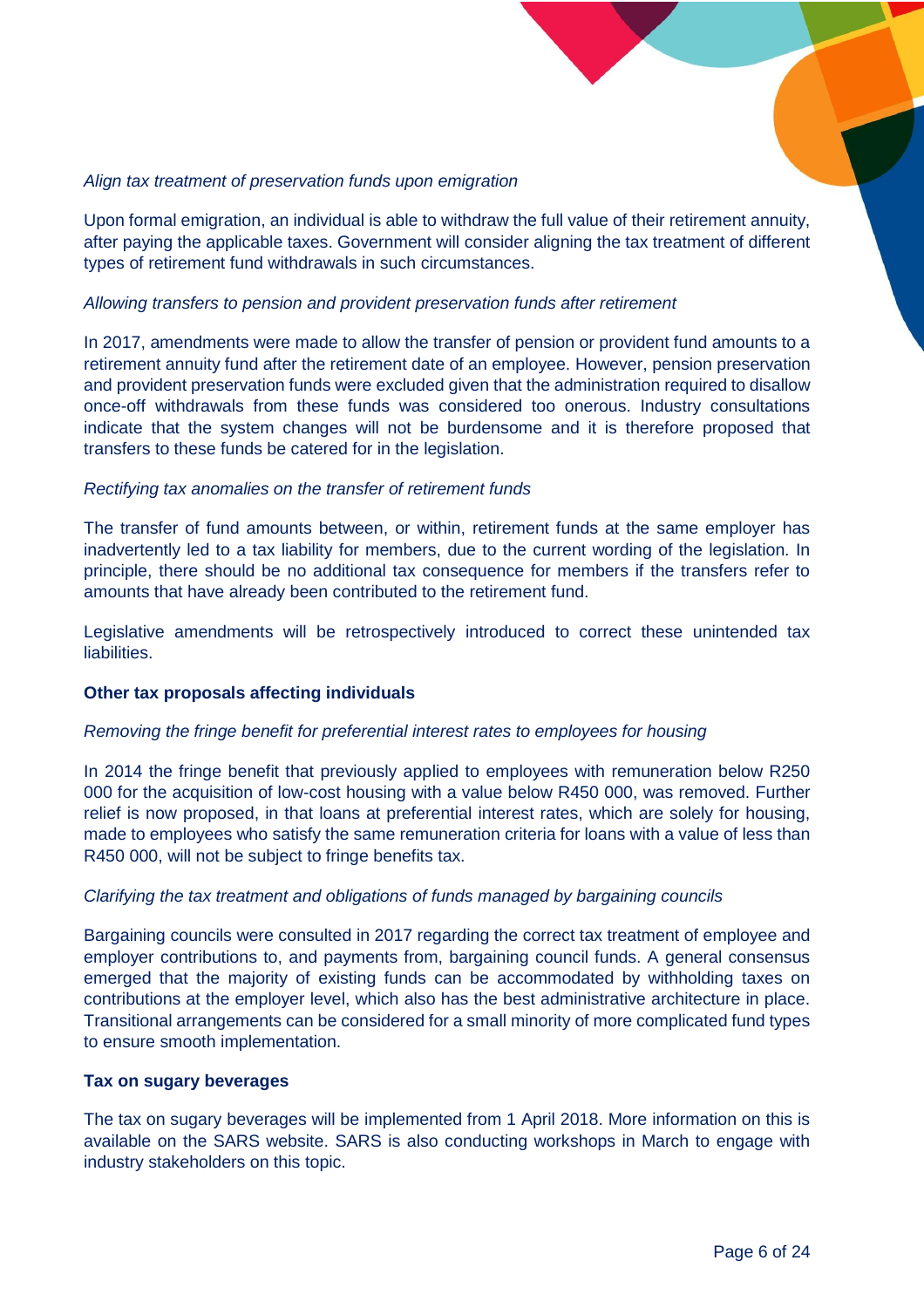*Align tax treatment of preservation funds upon emigration*

Upon formal emigration, an individual is able to withdraw the full value of their retirement annuity, after paying the applicable taxes. Government will consider aligning the tax treatment of different types of retirement fund withdrawals in such circumstances.

*Allowing transfers to pension and provident preservation funds after retirement*

In 2017, amendments were made to allow the transfer of pension or provident fund amounts to a retirement annuity fund after the retirement date of an employee. However, pension preservation and provident preservation funds were excluded given that the administration required to disallow once-off withdrawals from these funds was considered too onerous. Industry consultations indicate that the system changes will not be burdensome and it is therefore proposed that transfers to these funds be catered for in the legislation.

*Rectifying tax anomalies on the transfer of retirement funds*

The transfer of fund amounts between, or within, retirement funds at the same employer has inadvertently led to a tax liability for members, due to the current wording of the legislation. In principle, there should be no additional tax consequence for members if the transfers refer to amounts that have already been contributed to the retirement fund.

Legislative amendments will be retrospectively introduced to correct these unintended tax liabilities.

**Other tax proposals affecting individuals**

*Removing the fringe benefit for preferential interest rates to employees for housing*

In 2014 the fringe benefit that previously applied to employees with remuneration below R250 000 for the acquisition of low-cost housing with a value below R450 000, was removed. Further relief is now proposed, in that loans at preferential interest rates, which are solely for housing, made to employees who satisfy the same remuneration criteria for loans with a value of less than R450 000, will not be subject to fringe benefits tax.

*Clarifying the tax treatment and obligations of funds managed by bargaining councils*

Bargaining councils were consulted in 2017 regarding the correct tax treatment of employee and employer contributions to, and payments from, bargaining council funds. A general consensus emerged that the majority of existing funds can be accommodated by withholding taxes on contributions at the employer level, which also has the best administrative architecture in place. Transitional arrangements can be considered for a small minority of more complicated fund types to ensure smooth implementation.

**Tax on sugary beverages**

The tax on sugary beverages will be implemented from 1 April 2018. More information on this is available on the SARS website. SARS is also conducting workshops in March to engage with industry stakeholders on this topic.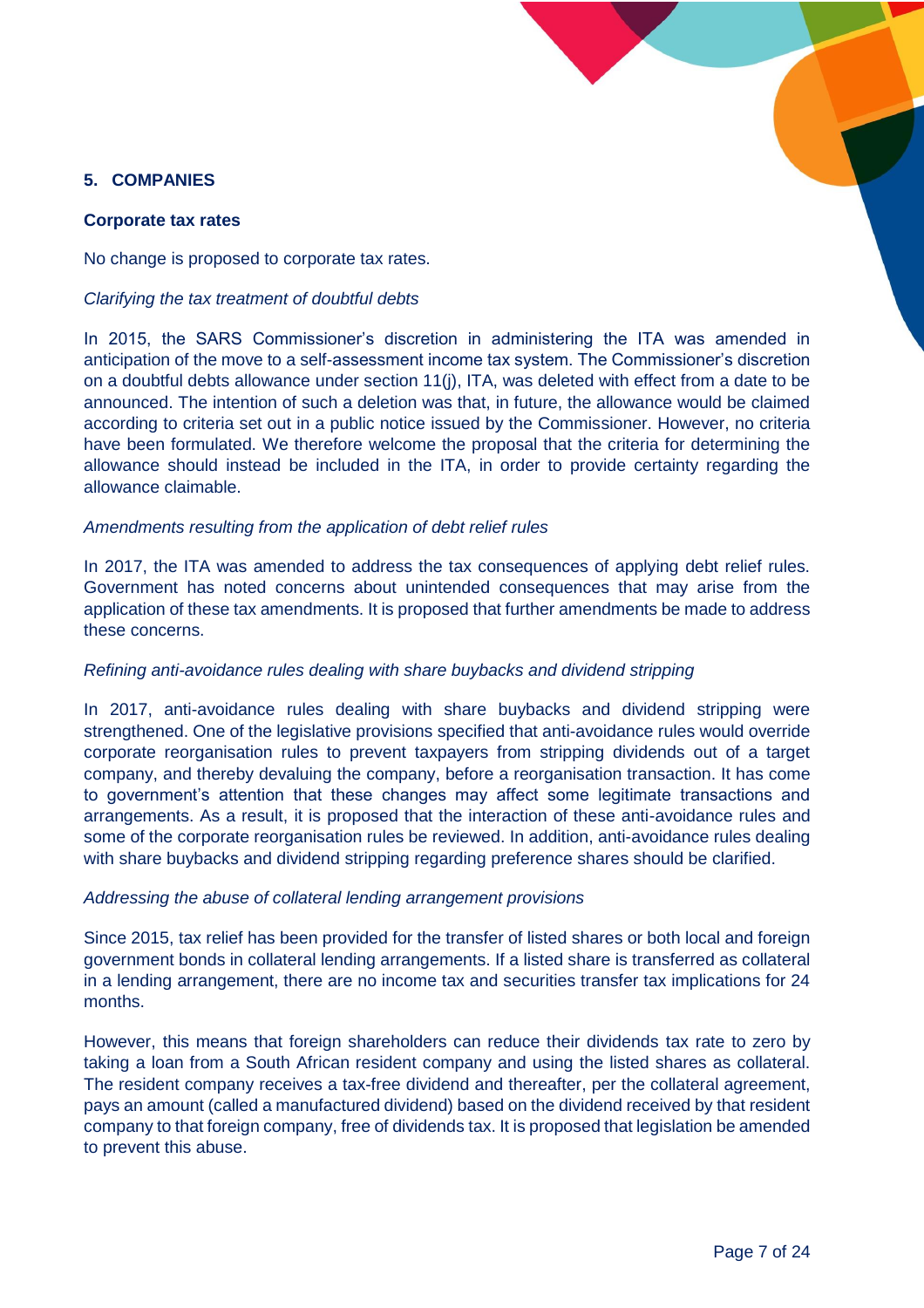## 5. COMPANIES

### Corporate tax rates

No change is proposed to corporate tax rates.

*Clarifying the tax treatment of doubtful debts*

In 2015, the SARS Commissioner's discretion in administering the ITA was amended in anticipation of the move to a self-assessment income tax system. The Commissioner's discretion on a doubtful debts allowance under section 11(j), ITA, was deleted with effect from a date to be announced. The intention of such a deletion was that, in future, the allowance would be claimed according to criteria set out in a public notice issued by the Commissioner. However, no criteria have been formulated. We therefore welcome the proposal that the criteria for determining the allowance should instead be included in the ITA, in order to provide certainty regarding the allowance claimable.

*Amendments resulting from the application of debt relief rules*

In 2017, the ITA was amended to address the tax consequences of applying debt relief rules. Government has noted concerns about unintended consequences that may arise from the application of these tax amendments. It is proposed that further amendments be made to address these concerns.

*Refining anti-avoidance rules dealing with share buybacks and dividend stripping*

In 2017, anti-avoidance rules dealing with share buybacks and dividend stripping were strengthened. One of the legislative provisions specified that anti-avoidance rules would override corporate reorganisation rules to prevent taxpayers from stripping dividends out of a target company, and thereby devaluing the company, before a reorganisation transaction. It has come to government's attention that these changes may affect some legitimate transactions and arrangements. As a result, it is proposed that the interaction of these anti-avoidance rules and some of the corporate reorganisation rules be reviewed. In addition, anti-avoidance rules dealing with share buybacks and dividend stripping regarding preference shares should be clarified.

*Addressing the abuse of collateral lending arrangement provisions*

Since 2015, tax relief has been provided for the transfer of listed shares or both local and foreign government bonds in collateral lending arrangements. If a listed share is transferred as collateral in a lending arrangement, there are no income tax and securities transfer tax implications for 24 months.

However, this means that foreign shareholders can reduce their dividends tax rate to zero by taking a loan from a South African resident company and using the listed shares as collateral. The resident company receives a tax-free dividend and thereafter, per the collateral agreement, pays an amount (called a manufactured dividend) based on the dividend received by that resident company to that foreign company, free of dividends tax. It is proposed that legislation be amended to prevent this abuse.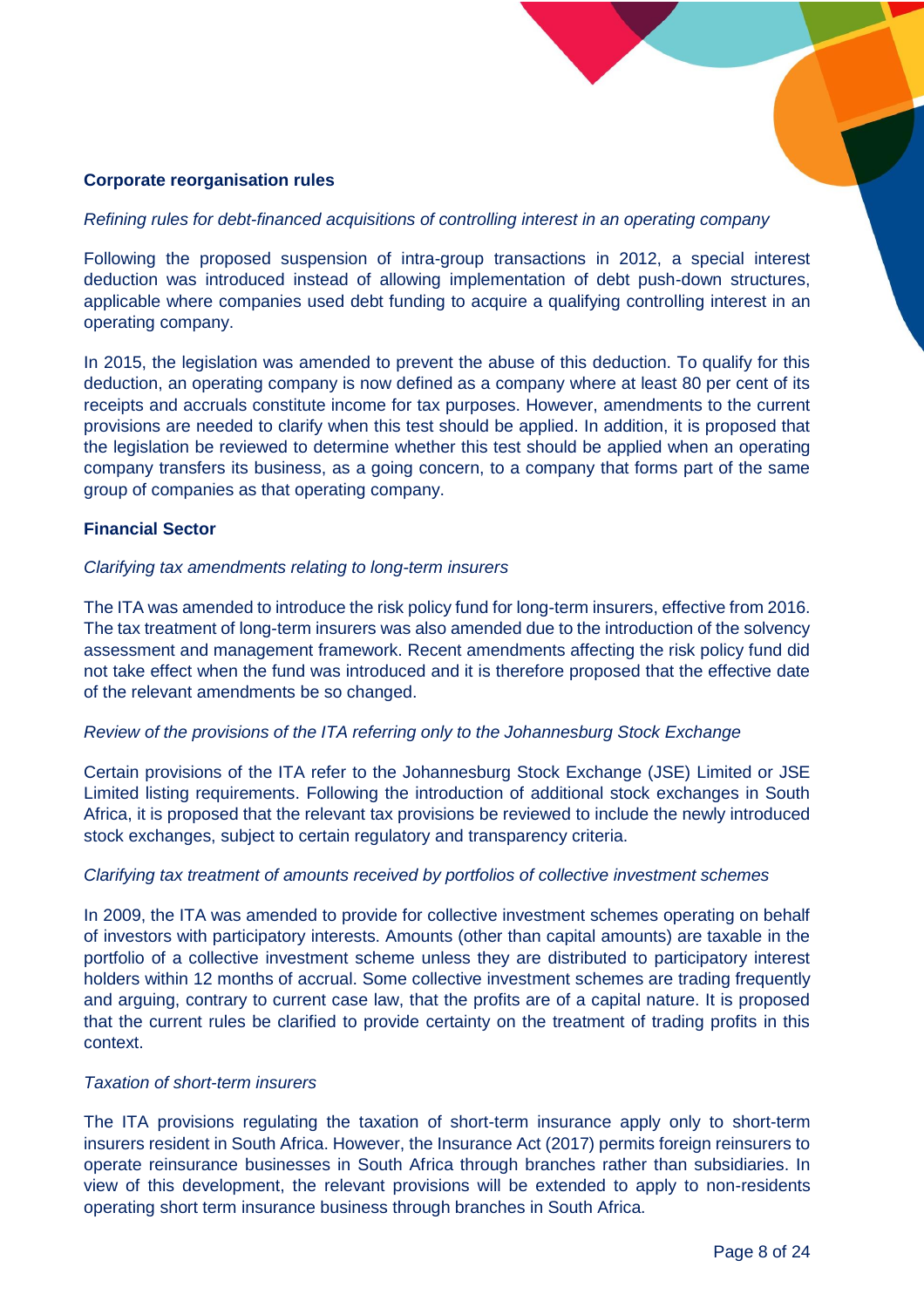**Corporate reorganisation rules**

*Refining rules for debt-financed acquisitions of controlling interest in an operating company*

Following the proposed suspension of intra-group transactions in 2012, a special interest deduction was introduced instead of allowing implementation of debt push-down structures, applicable where companies used debt funding to acquire a qualifying controlling interest in an operating company.

In 2015, the legislation was amended to prevent the abuse of this deduction. To qualify for this deduction, an operating company is now defined as a company where at least 80 per cent of its receipts and accruals constitute income for tax purposes. However, amendments to the current provisions are needed to clarify when this test should be applied. In addition, it is proposed that the legislation be reviewed to determine whether this test should be applied when an operating company transfers its business, as a going concern, to a company that forms part of the same group of companies as that operating company.

**Financial Sector**

*Clarifying tax amendments relating to long-term insurers*

The ITA was amended to introduce the risk policy fund for long-term insurers, effective from 2016. The tax treatment of long-term insurers was also amended due to the introduction of the solvency assessment and management framework. Recent amendments affecting the risk policy fund did not take effect when the fund was introduced and it is therefore proposed that the effective date of the relevant amendments be so changed.

*Review of the provisions of the ITA referring only to the Johannesburg Stock Exchange*

Certain provisions of the ITA refer to the Johannesburg Stock Exchange (JSE) Limited or JSE Limited listing requirements. Following the introduction of additional stock exchanges in South Africa, it is proposed that the relevant tax provisions be reviewed to include the newly introduced stock exchanges, subject to certain regulatory and transparency criteria.

*Clarifying tax treatment of amounts received by portfolios of collective investment schemes*

In 2009, the ITA was amended to provide for collective investment schemes operating on behalf of investors with participatory interests. Amounts (other than capital amounts) are taxable in the portfolio of a collective investment scheme unless they are distributed to participatory interest holders within 12 months of accrual. Some collective investment schemes are trading frequently and arguing, contrary to current case law, that the profits are of a capital nature. It is proposed that the current rules be clarified to provide certainty on the treatment of trading profits in this context.

*Taxation of short-term insurers*

The ITA provisions regulating the taxation of short-term insurance apply only to short-term insurers resident in South Africa. However, the Insurance Act (2017) permits foreign reinsurers to operate reinsurance businesses in South Africa through branches rather than subsidiaries. In view of this development, the relevant provisions will be extended to apply to non-residents operating short term insurance business through branches in South Africa.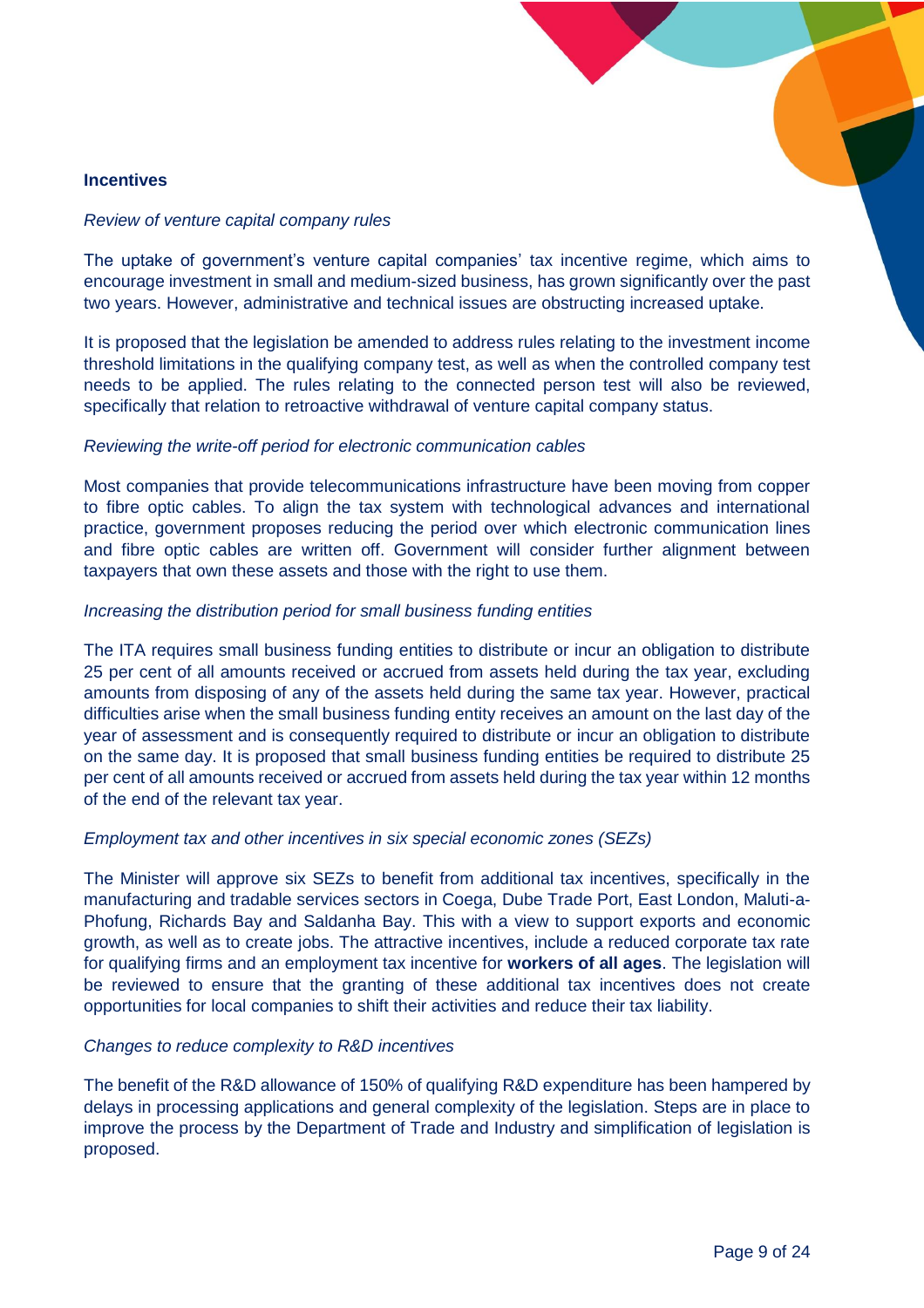**Incentives**

*Review of venture capital company rules*

The uptake of government's venture capital companies' tax incentive regime, which aims to encourage investment in small and medium-sized business, has grown significantly over the past two years. However, administrative and technical issues are obstructing increased uptake.

It is proposed that the legislation be amended to address rules relating to the investment income threshold limitations in the qualifying company test, as well as when the controlled company test needs to be applied. The rules relating to the connected person test will also be reviewed, specifically that relation to retroactive withdrawal of venture capital company status.

*Reviewing the write-off period for electronic communication cables*

Most companies that provide telecommunications infrastructure have been moving from copper to fibre optic cables. To align the tax system with technological advances and international practice, government proposes reducing the period over which electronic communication lines and fibre optic cables are written off. Government will consider further alignment between taxpayers that own these assets and those with the right to use them.

*Increasing the distribution period for small business funding entities*

The ITA requires small business funding entities to distribute or incur an obligation to distribute 25 per cent of all amounts received or accrued from assets held during the tax year, excluding amounts from disposing of any of the assets held during the same tax year. However, practical difficulties arise when the small business funding entity receives an amount on the last day of the year of assessment and is consequently required to distribute or incur an obligation to distribute on the same day. It is proposed that small business funding entities be required to distribute 25 per cent of all amounts received or accrued from assets held during the tax year within 12 months of the end of the relevant tax year.

*Employment tax and other incentives in six special economic zones (SEZs)*

The Minister will approve six SEZs to benefit from additional tax incentives, specifically in the manufacturing and tradable services sectors in Coega, Dube Trade Port, East London, Maluti-a-Phofung, Richards Bay and Saldanha Bay. This with a view to support exports and economic growth, as well as to create jobs. The attractive incentives, include a reduced corporate tax rate for qualifying firms and an employment tax incentive for **workers of all ages**. The legislation will be reviewed to ensure that the granting of these additional tax incentives does not create opportunities for local companies to shift their activities and reduce their tax liability.

*Changes to reduce complexity to R&D incentives*

The benefit of the R&D allowance of 150% of qualifying R&D expenditure has been hampered by delays in processing applications and general complexity of the legislation. Steps are in place to improve the process by the Department of Trade and Industry and simplification of legislation is proposed.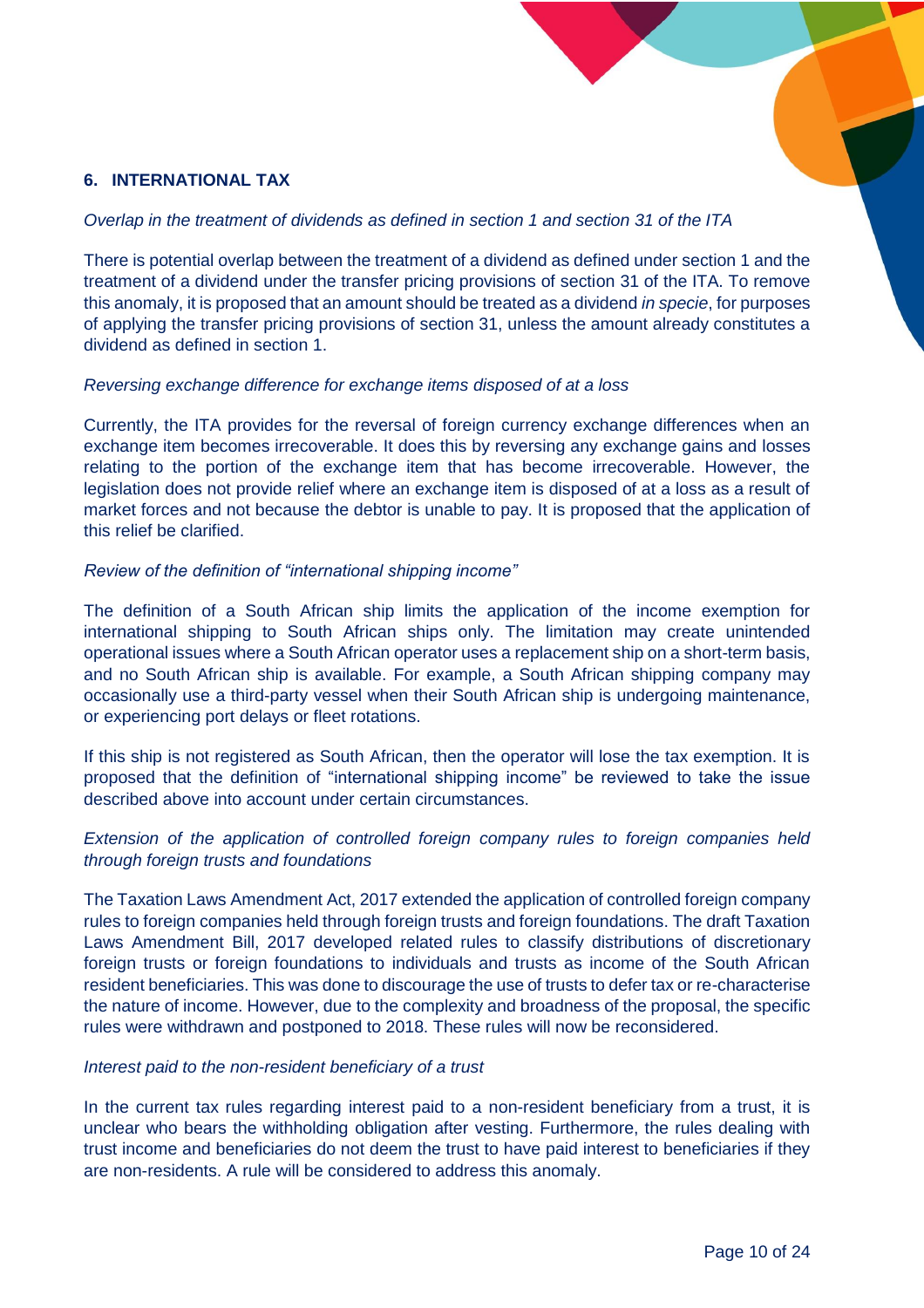## 6. INTERNATIONAL TAX

*Overlap in the treatment of dividends as defined in section 1 and section 31 of the ITA*

There is potential overlap between the treatment of a dividend as defined under section 1 and the treatment of a dividend under the transfer pricing provisions of section 31 of the ITA. To remove this anomaly, it is proposed that an amount should be treated as a dividend *in specie*, for purposes of applying the transfer pricing provisions of section 31, unless the amount already constitutes a dividend as defined in section 1.

*Reversing exchange difference for exchange items disposed of at a loss*

Currently, the ITA provides for the reversal of foreign currency exchange differences when an exchange item becomes irrecoverable. It does this by reversing any exchange gains and losses relating to the portion of the exchange item that has become irrecoverable. However, the legislation does not provide relief where an exchange item is disposed of at a loss as a result of market forces and not because the debtor is unable to pay. It is proposed that the application of this relief be clarified.

*Review of the definition of "international shipping income"*

The definition of a South African ship limits the application of the income exemption for international shipping to South African ships only. The limitation may create unintended operational issues where a South African operator uses a replacement ship on a short-term basis, and no South African ship is available. For example, a South African shipping company may occasionally use a third-party vessel when their South African ship is undergoing maintenance, or experiencing port delays or fleet rotations.

If this ship is not registered as South African, then the operator will lose the tax exemption. It is proposed that the definition of "international shipping income" be reviewed to take the issue described above into account under certain circumstances.

*Extension of the application of controlled foreign company rules to foreign companies held through foreign trusts and foundations*

The Taxation Laws Amendment Act, 2017 extended the application of controlled foreign company rules to foreign companies held through foreign trusts and foreign foundations. The draft Taxation Laws Amendment Bill, 2017 developed related rules to classify distributions of discretionary foreign trusts or foreign foundations to individuals and trusts as income of the South African resident beneficiaries. This was done to discourage the use of trusts to defer tax or re-characterise the nature of income. However, due to the complexity and broadness of the proposal, the specific rules were withdrawn and postponed to 2018. These rules will now be reconsidered.

*Interest paid to the non-resident beneficiary of a trust*

In the current tax rules regarding interest paid to a non-resident beneficiary from a trust, it is unclear who bears the withholding obligation after vesting. Furthermore, the rules dealing with trust income and beneficiaries do not deem the trust to have paid interest to beneficiaries if they are non-residents. A rule will be considered to address this anomaly.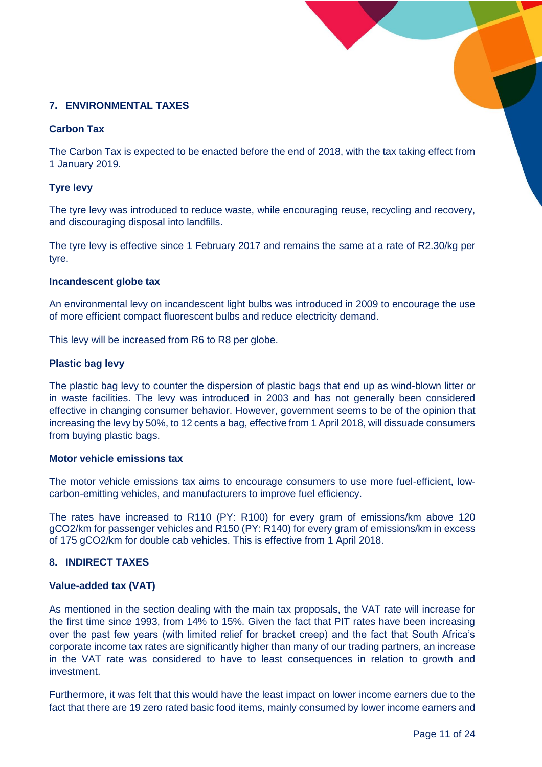## 7. ENVIRONMENTAL TAXES

### Carbon Tax

The Carbon Tax is expected to be enacted before the end of 2018, with the tax taking effect from 1 January 2019.

### Tyre levy

The tyre levy was introduced to reduce waste, while encouraging reuse, recycling and recovery, and discouraging disposal into landfills.

The tyre levy is effective since 1 February 2017 and remains the same at a rate of R2.30/kg per tyre.

### Incandescent globe tax

An environmental levy on incandescent light bulbs was introduced in 2009 to encourage the use of more efficient compact fluorescent bulbs and reduce electricity demand.

This levy will be increased from R6 to R8 per globe.

### Plastic bag levy

The plastic bag levy to counter the dispersion of plastic bags that end up as wind-blown litter or in waste facilities. The levy was introduced in 2003 and has not generally been considered effective in changing consumer behavior. However, government seems to be of the opinion that increasing the levy by 50%, to 12 cents a bag, effective from 1 April 2018, will dissuade consumers from buying plastic bags.

### Motor vehicle emissions tax

The motor vehicle emissions tax aims to encourage consumers to use more fuel-efficient, low-carbon-emitting vehicles, and manufacturers to improve fuel efficiency.

The rates have increased to R110 (PY: R100) for every gram of emissions/km above 120 g$CO_2$/km for passenger vehicles and R150 (PY: R140) for every gram of emissions/km in excess of 175 g$CO_2$/km for double cab vehicles. This is effective from 1 April 2018.

## 8. INDIRECT TAXES

### Value-added tax (VAT)

As mentioned in the section dealing with the main tax proposals, the VAT rate will increase for the first time since 1993, from 14% to 15%. Given the fact that PIT rates have been increasing over the past few years (with limited relief for bracket creep) and the fact that South Africa's corporate income tax rates are significantly higher than many of our trading partners, an increase in the VAT rate was considered to have to least consequences in relation to growth and investment.

Furthermore, it was felt that this would have the least impact on lower income earners due to the fact that there are 19 zero rated basic food items, mainly consumed by lower income earners and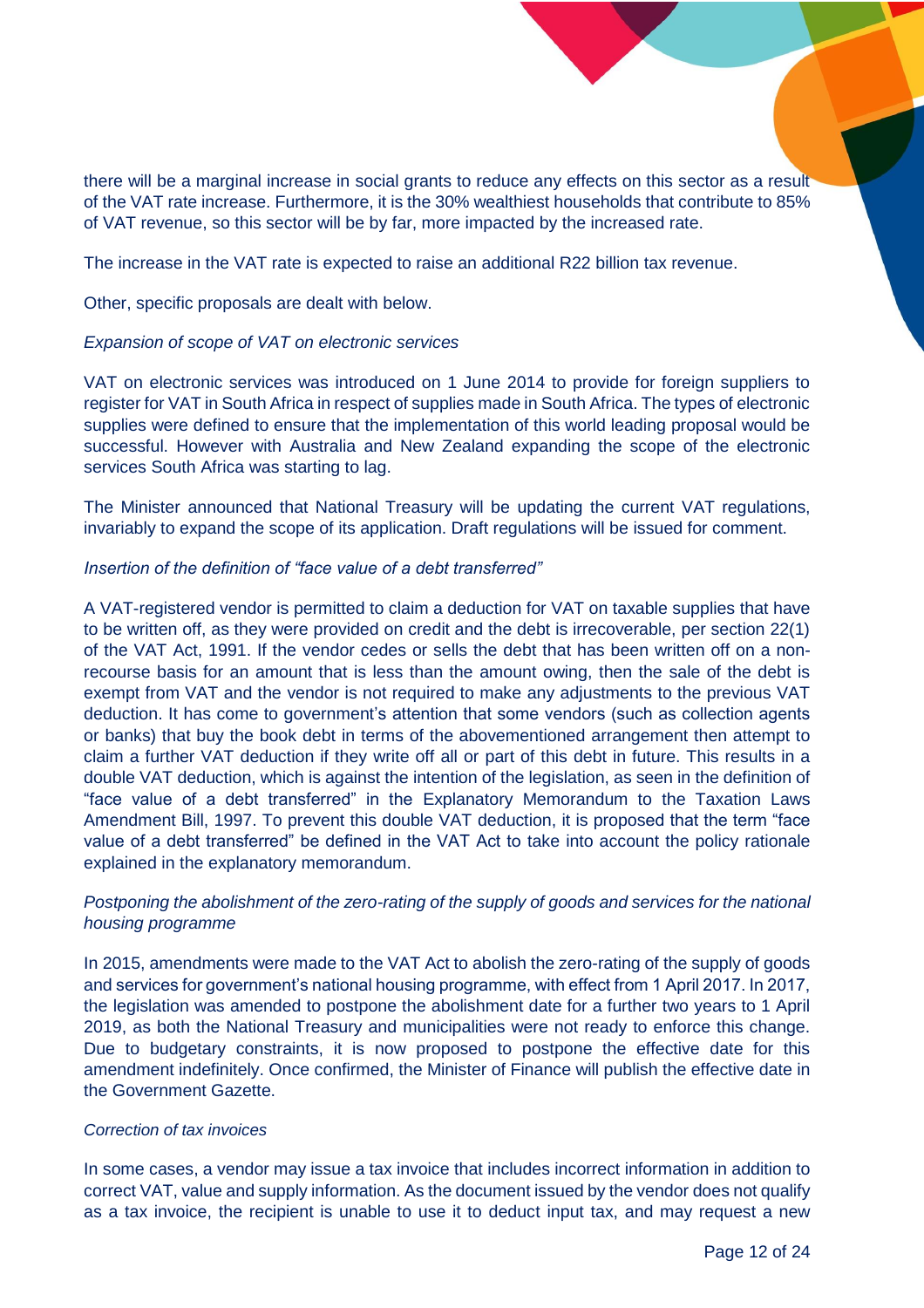there will be a marginal increase in social grants to reduce any effects on this sector as a result of the VAT rate increase. Furthermore, it is the 30% wealthiest households that contribute to 85% of VAT revenue, so this sector will be by far, more impacted by the increased rate.

The increase in the VAT rate is expected to raise an additional R22 billion tax revenue.

Other, specific proposals are dealt with below.

*Expansion of scope of VAT on electronic services*

VAT on electronic services was introduced on 1 June 2014 to provide for foreign suppliers to register for VAT in South Africa in respect of supplies made in South Africa. The types of electronic supplies were defined to ensure that the implementation of this world leading proposal would be successful. However with Australia and New Zealand expanding the scope of the electronic services South Africa was starting to lag.

The Minister announced that National Treasury will be updating the current VAT regulations, invariably to expand the scope of its application. Draft regulations will be issued for comment.

*Insertion of the definition of "face value of a debt transferred"*

A VAT-registered vendor is permitted to claim a deduction for VAT on taxable supplies that have to be written off, as they were provided on credit and the debt is irrecoverable, per section 22(1) of the VAT Act, 1991. If the vendor cedes or sells the debt that has been written off on a non-recourse basis for an amount that is less than the amount owing, then the sale of the debt is exempt from VAT and the vendor is not required to make any adjustments to the previous VAT deduction. It has come to government's attention that some vendors (such as collection agents or banks) that buy the book debt in terms of the abovementioned arrangement then attempt to claim a further VAT deduction if they write off all or part of this debt in future. This results in a double VAT deduction, which is against the intention of the legislation, as seen in the definition of "face value of a debt transferred" in the Explanatory Memorandum to the Taxation Laws Amendment Bill, 1997. To prevent this double VAT deduction, it is proposed that the term "face value of a debt transferred" be defined in the VAT Act to take into account the policy rationale explained in the explanatory memorandum.

*Postponing the abolishment of the zero-rating of the supply of goods and services for the national housing programme*

In 2015, amendments were made to the VAT Act to abolish the zero-rating of the supply of goods and services for government's national housing programme, with effect from 1 April 2017. In 2017, the legislation was amended to postpone the abolishment date for a further two years to 1 April 2019, as both the National Treasury and municipalities were not ready to enforce this change. Due to budgetary constraints, it is now proposed to postpone the effective date for this amendment indefinitely. Once confirmed, the Minister of Finance will publish the effective date in the Government Gazette.

*Correction of tax invoices*

In some cases, a vendor may issue a tax invoice that includes incorrect information in addition to correct VAT, value and supply information. As the document issued by the vendor does not qualify as a tax invoice, the recipient is unable to use it to deduct input tax, and may request a new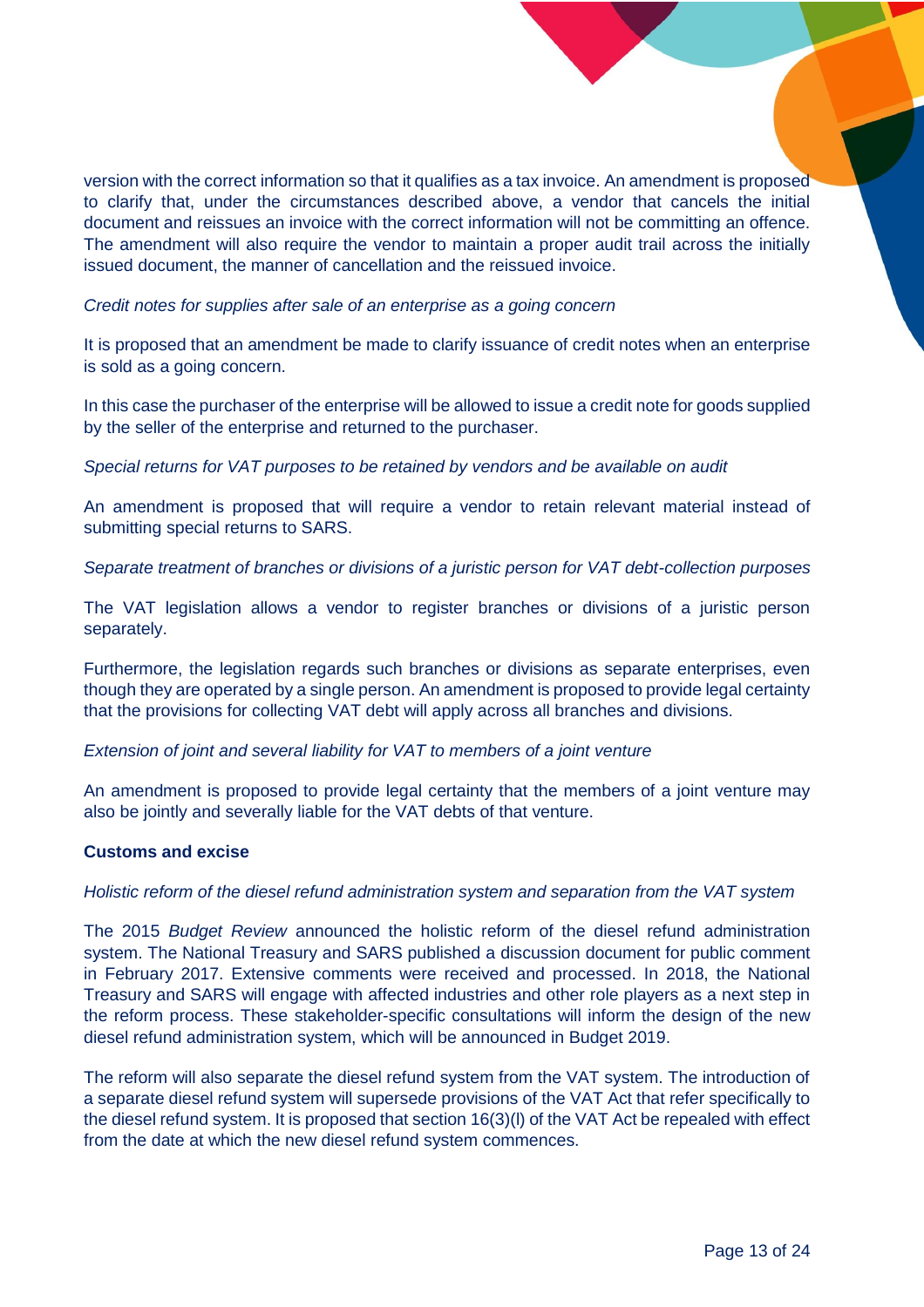version with the correct information so that it qualifies as a tax invoice. An amendment is proposed to clarify that, under the circumstances described above, a vendor that cancels the initial document and reissues an invoice with the correct information will not be committing an offence. The amendment will also require the vendor to maintain a proper audit trail across the initially issued document, the manner of cancellation and the reissued invoice.

*Credit notes for supplies after sale of an enterprise as a going concern*

It is proposed that an amendment be made to clarify issuance of credit notes when an enterprise is sold as a going concern.

In this case the purchaser of the enterprise will be allowed to issue a credit note for goods supplied by the seller of the enterprise and returned to the purchaser.

*Special returns for VAT purposes to be retained by vendors and be available on audit*

An amendment is proposed that will require a vendor to retain relevant material instead of submitting special returns to SARS.

*Separate treatment of branches or divisions of a juristic person for VAT debt-collection purposes*

The VAT legislation allows a vendor to register branches or divisions of a juristic person separately.

Furthermore, the legislation regards such branches or divisions as separate enterprises, even though they are operated by a single person. An amendment is proposed to provide legal certainty that the provisions for collecting VAT debt will apply across all branches and divisions.

*Extension of joint and several liability for VAT to members of a joint venture*

An amendment is proposed to provide legal certainty that the members of a joint venture may also be jointly and severally liable for the VAT debts of that venture.

**Customs and excise**

*Holistic reform of the diesel refund administration system and separation from the VAT system*

The 2015 *Budget Review* announced the holistic reform of the diesel refund administration system. The National Treasury and SARS published a discussion document for public comment in February 2017. Extensive comments were received and processed. In 2018, the National Treasury and SARS will engage with affected industries and other role players as a next step in the reform process. These stakeholder-specific consultations will inform the design of the new diesel refund administration system, which will be announced in Budget 2019.

The reform will also separate the diesel refund system from the VAT system. The introduction of a separate diesel refund system will supersede provisions of the VAT Act that refer specifically to the diesel refund system. It is proposed that section 16(3)(l) of the VAT Act be repealed with effect from the date at which the new diesel refund system commences.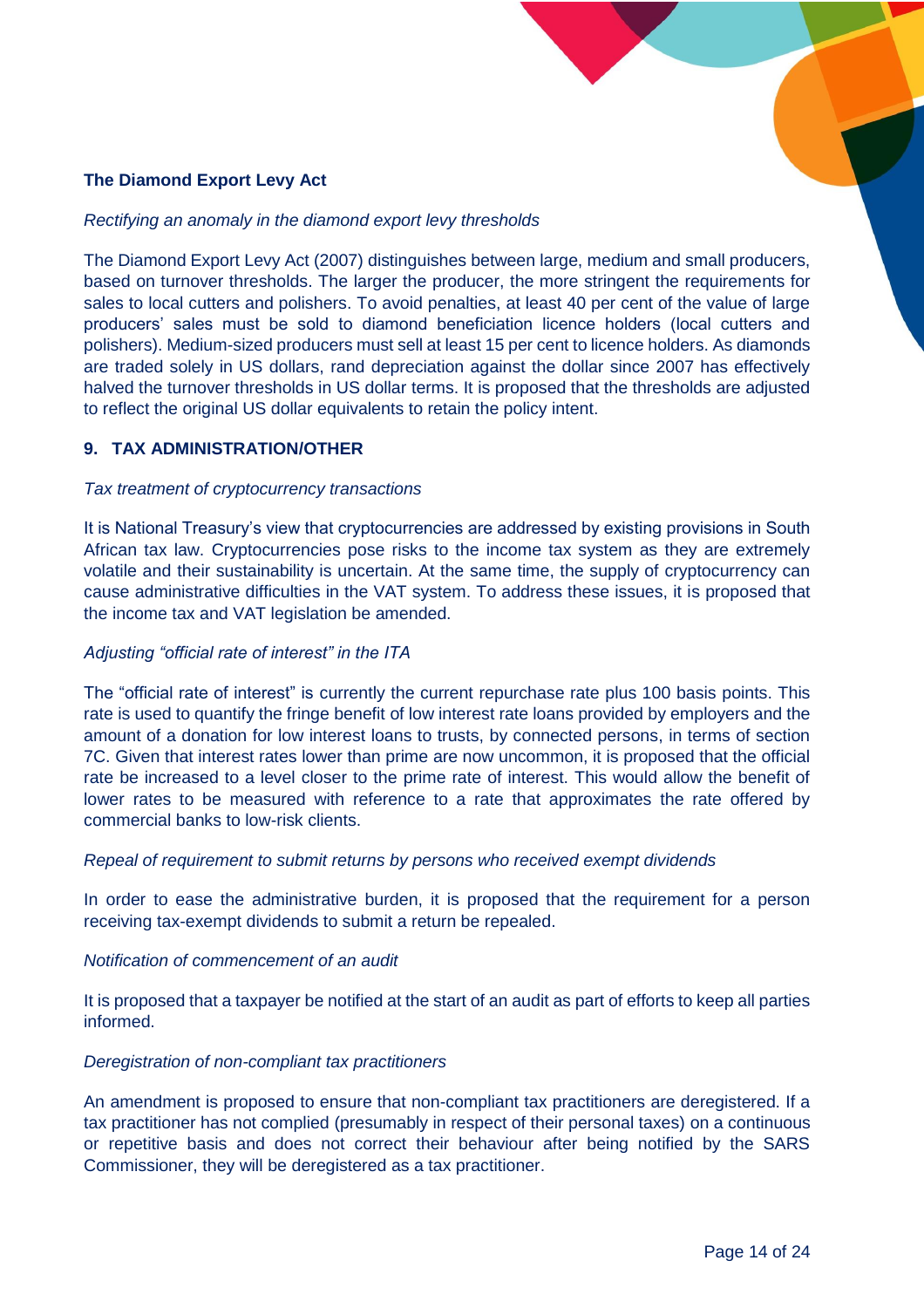**The Diamond Export Levy Act**

*Rectifying an anomaly in the diamond export levy thresholds*

The Diamond Export Levy Act (2007) distinguishes between large, medium and small producers, based on turnover thresholds. The larger the producer, the more stringent the requirements for sales to local cutters and polishers. To avoid penalties, at least 40 per cent of the value of large producers' sales must be sold to diamond beneficiation licence holders (local cutters and polishers). Medium-sized producers must sell at least 15 per cent to licence holders. As diamonds are traded solely in US dollars, rand depreciation against the dollar since 2007 has effectively halved the turnover thresholds in US dollar terms. It is proposed that the thresholds are adjusted to reflect the original US dollar equivalents to retain the policy intent.

## 9. TAX ADMINISTRATION/OTHER

*Tax treatment of cryptocurrency transactions*

It is National Treasury's view that cryptocurrencies are addressed by existing provisions in South African tax law. Cryptocurrencies pose risks to the income tax system as they are extremely volatile and their sustainability is uncertain. At the same time, the supply of cryptocurrency can cause administrative difficulties in the VAT system. To address these issues, it is proposed that the income tax and VAT legislation be amended.

*Adjusting "official rate of interest" in the ITA*

The "official rate of interest" is currently the current repurchase rate plus 100 basis points. This rate is used to quantify the fringe benefit of low interest rate loans provided by employers and the amount of a donation for low interest loans to trusts, by connected persons, in terms of section 7C. Given that interest rates lower than prime are now uncommon, it is proposed that the official rate be increased to a level closer to the prime rate of interest. This would allow the benefit of lower rates to be measured with reference to a rate that approximates the rate offered by commercial banks to low-risk clients.

*Repeal of requirement to submit returns by persons who received exempt dividends*

In order to ease the administrative burden, it is proposed that the requirement for a person receiving tax-exempt dividends to submit a return be repealed.

*Notification of commencement of an audit*

It is proposed that a taxpayer be notified at the start of an audit as part of efforts to keep all parties informed.

*Deregistration of non-compliant tax practitioners*

An amendment is proposed to ensure that non-compliant tax practitioners are deregistered. If a tax practitioner has not complied (presumably in respect of their personal taxes) on a continuous or repetitive basis and does not correct their behaviour after being notified by the SARS Commissioner, they will be deregistered as a tax practitioner.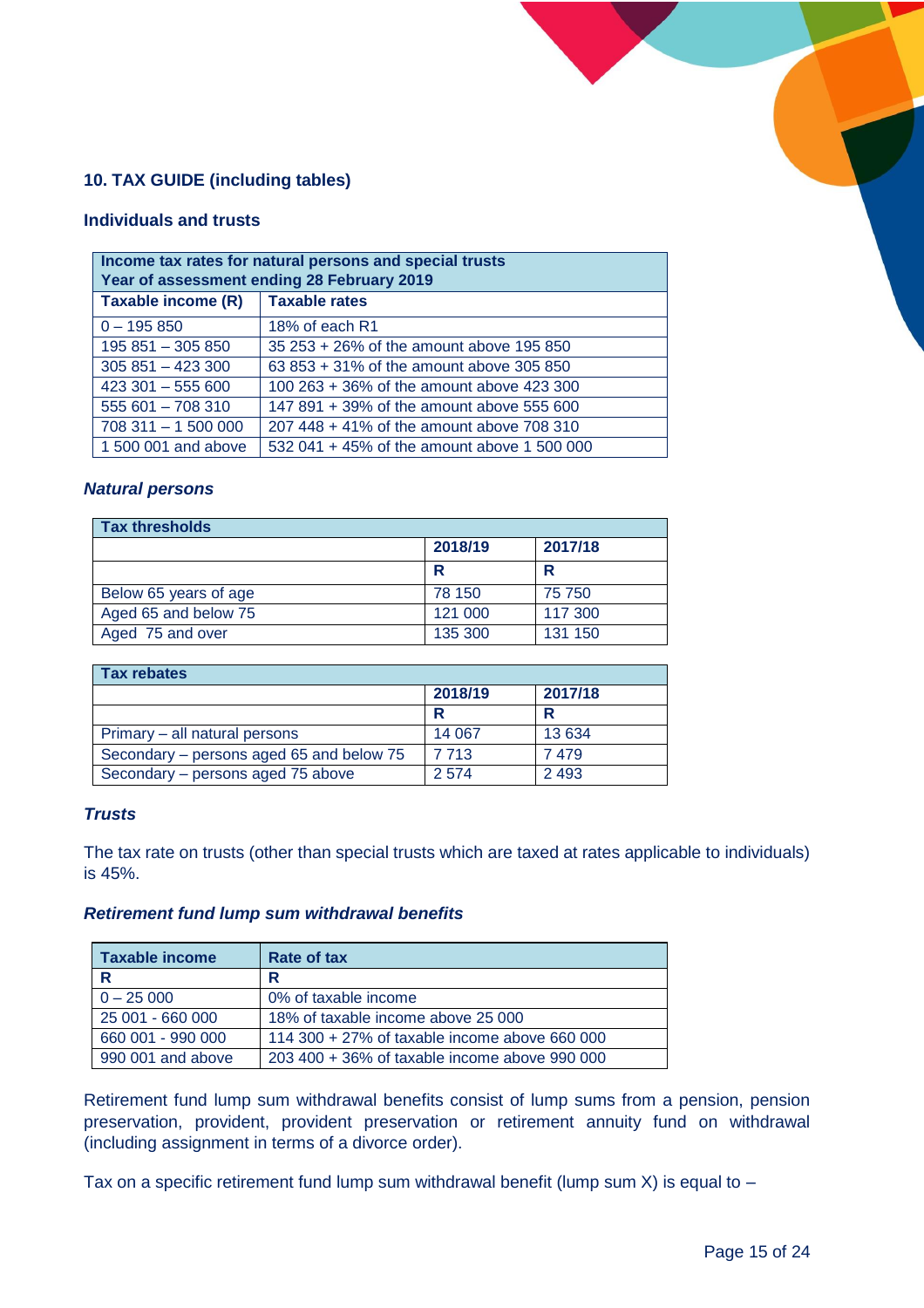## 10. TAX GUIDE (including tables)

### Individuals and trusts

| Income tax rates for natural persons and special trusts<br>Year of assessment ending 28 February 2019 | |
|---|---|
| **Taxable income (R)** | **Taxable rates** |
| 0 – 195 850 | 18% of each R1 |
| 195 851 – 305 850 | 35 253 + 26% of the amount above 195 850 |
| 305 851 – 423 300 | 63 853 + 31% of the amount above 305 850 |
| 423 301 – 555 600 | 100 263 + 36% of the amount above 423 300 |
| 555 601 – 708 310 | 147 891 + 39% of the amount above 555 600 |
| 708 311 – 1 500 000 | 207 448 + 41% of the amount above 708 310 |
| 1 500 001 and above | 532 041 + 45% of the amount above 1 500 000 |

### *Natural persons*

| Tax thresholds | | |
|---|---|---|
| | **2018/19** | **2017/18** |
| | **R** | **R** |
| Below 65 years of age | 78 150 | 75 750 |
| Aged 65 and below 75 | 121 000 | 117 300 |
| Aged 75 and over | 135 300 | 131 150 |

| Tax rebates | | |
|---|---|---|
| | **2018/19** | **2017/18** |
| | **R** | **R** |
| Primary – all natural persons | 14 067 | 13 634 |
| Secondary – persons aged 65 and below 75 | 7 713 | 7 479 |
| Secondary – persons aged 75 above | 2 574 | 2 493 |

### *Trusts*

The tax rate on trusts (other than special trusts which are taxed at rates applicable to individuals) is 45%.

### *Retirement fund lump sum withdrawal benefits*

| Taxable income | Rate of tax |
|---|---|
| **R** | **R** |
| 0 – 25 000 | 0% of taxable income |
| 25 001 - 660 000 | 18% of taxable income above 25 000 |
| 660 001 - 990 000 | 114 300 + 27% of taxable income above 660 000 |
| 990 001 and above | 203 400 + 36% of taxable income above 990 000 |

Retirement fund lump sum withdrawal benefits consist of lump sums from a pension, pension preservation, provident, provident preservation or retirement annuity fund on withdrawal (including assignment in terms of a divorce order).

Tax on a specific retirement fund lump sum withdrawal benefit (lump sum X) is equal to –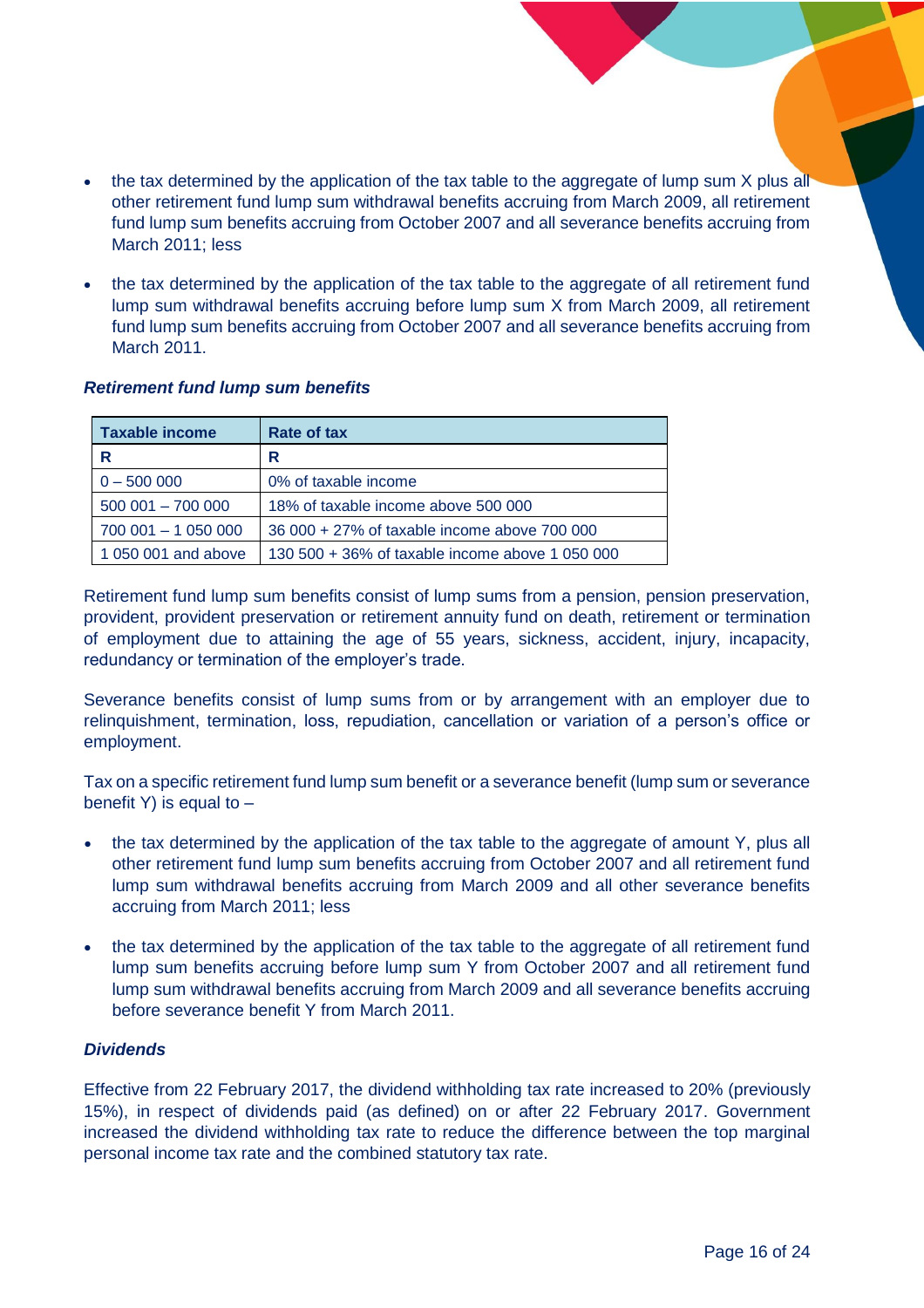- the tax determined by the application of the tax table to the aggregate of lump sum X plus all other retirement fund lump sum withdrawal benefits accruing from March 2009, all retirement fund lump sum benefits accruing from October 2007 and all severance benefits accruing from March 2011; less
- the tax determined by the application of the tax table to the aggregate of all retirement fund lump sum withdrawal benefits accruing before lump sum X from March 2009, all retirement fund lump sum benefits accruing from October 2007 and all severance benefits accruing from March 2011.

***Retirement fund lump sum benefits***

| Taxable income | Rate of tax |
|---|---|
| R | R |
| 0 – 500 000 | 0% of taxable income |
| 500 001 – 700 000 | 18% of taxable income above 500 000 |
| 700 001 – 1 050 000 | 36 000 + 27% of taxable income above 700 000 |
| 1 050 001 and above | 130 500 + 36% of taxable income above 1 050 000 |

Retirement fund lump sum benefits consist of lump sums from a pension, pension preservation, provident, provident preservation or retirement annuity fund on death, retirement or termination of employment due to attaining the age of 55 years, sickness, accident, injury, incapacity, redundancy or termination of the employer's trade.

Severance benefits consist of lump sums from or by arrangement with an employer due to relinquishment, termination, loss, repudiation, cancellation or variation of a person's office or employment.

Tax on a specific retirement fund lump sum benefit or a severance benefit (lump sum or severance benefit Y) is equal to –

- the tax determined by the application of the tax table to the aggregate of amount Y, plus all other retirement fund lump sum benefits accruing from October 2007 and all retirement fund lump sum withdrawal benefits accruing from March 2009 and all other severance benefits accruing from March 2011; less
- the tax determined by the application of the tax table to the aggregate of all retirement fund lump sum benefits accruing before lump sum Y from October 2007 and all retirement fund lump sum withdrawal benefits accruing from March 2009 and all severance benefits accruing before severance benefit Y from March 2011.

***Dividends***

Effective from 22 February 2017, the dividend withholding tax rate increased to 20% (previously 15%), in respect of dividends paid (as defined) on or after 22 February 2017. Government increased the dividend withholding tax rate to reduce the difference between the top marginal personal income tax rate and the combined statutory tax rate.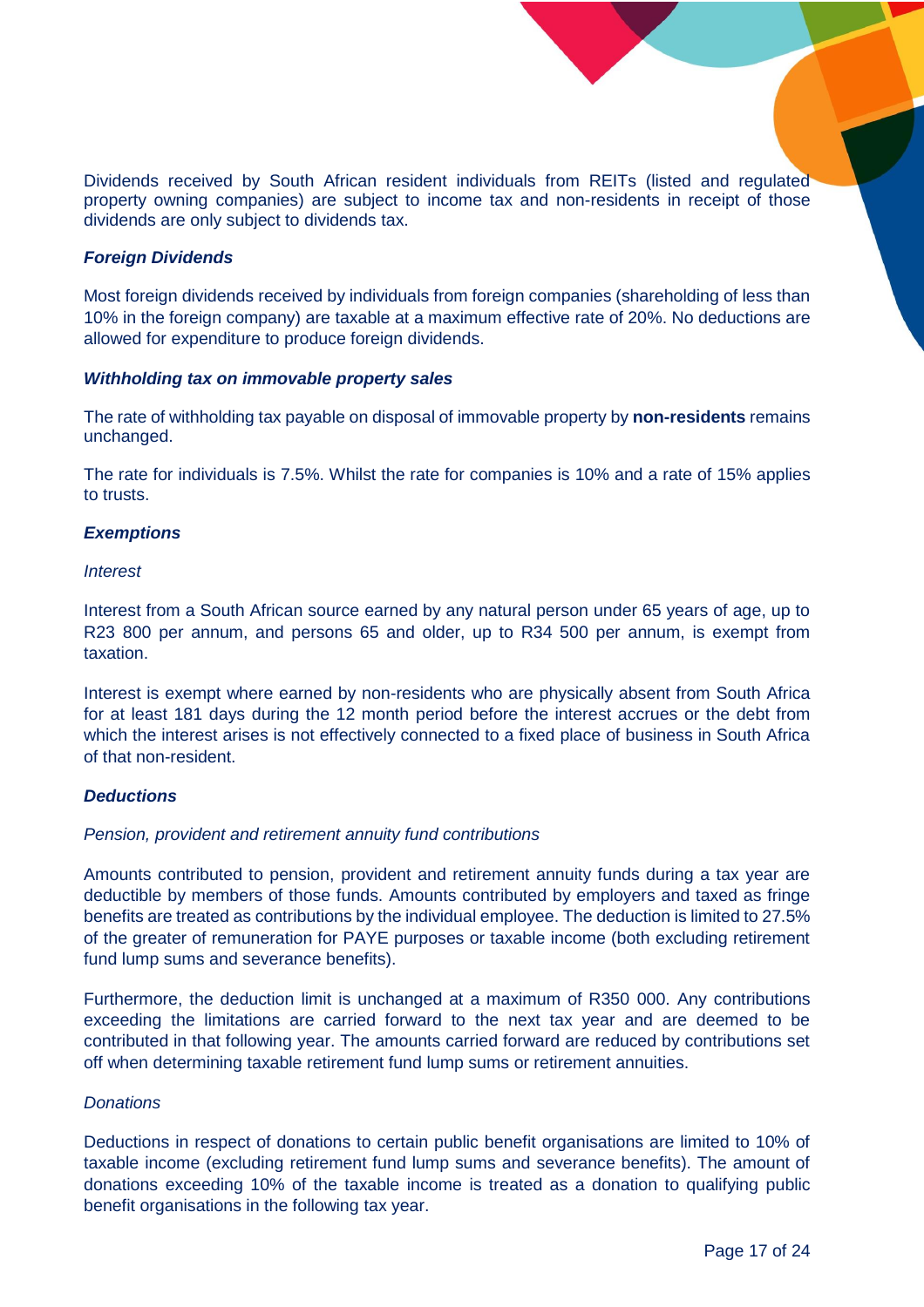Dividends received by South African resident individuals from REITs (listed and regulated property owning companies) are subject to income tax and non-residents in receipt of those dividends are only subject to dividends tax.

### *Foreign Dividends*

Most foreign dividends received by individuals from foreign companies (shareholding of less than 10% in the foreign company) are taxable at a maximum effective rate of 20%. No deductions are allowed for expenditure to produce foreign dividends.

### *Withholding tax on immovable property sales*

The rate of withholding tax payable on disposal of immovable property by **non-residents** remains unchanged.

The rate for individuals is 7.5%. Whilst the rate for companies is 10% and a rate of 15% applies to trusts.

### *Exemptions*

*Interest*

Interest from a South African source earned by any natural person under 65 years of age, up to R23 800 per annum, and persons 65 and older, up to R34 500 per annum, is exempt from taxation.

Interest is exempt where earned by non-residents who are physically absent from South Africa for at least 181 days during the 12 month period before the interest accrues or the debt from which the interest arises is not effectively connected to a fixed place of business in South Africa of that non-resident.

### *Deductions*

*Pension, provident and retirement annuity fund contributions*

Amounts contributed to pension, provident and retirement annuity funds during a tax year are deductible by members of those funds. Amounts contributed by employers and taxed as fringe benefits are treated as contributions by the individual employee. The deduction is limited to 27.5% of the greater of remuneration for PAYE purposes or taxable income (both excluding retirement fund lump sums and severance benefits).

Furthermore, the deduction limit is unchanged at a maximum of R350 000. Any contributions exceeding the limitations are carried forward to the next tax year and are deemed to be contributed in that following year. The amounts carried forward are reduced by contributions set off when determining taxable retirement fund lump sums or retirement annuities.

*Donations*

Deductions in respect of donations to certain public benefit organisations are limited to 10% of taxable income (excluding retirement fund lump sums and severance benefits). The amount of donations exceeding 10% of the taxable income is treated as a donation to qualifying public benefit organisations in the following tax year.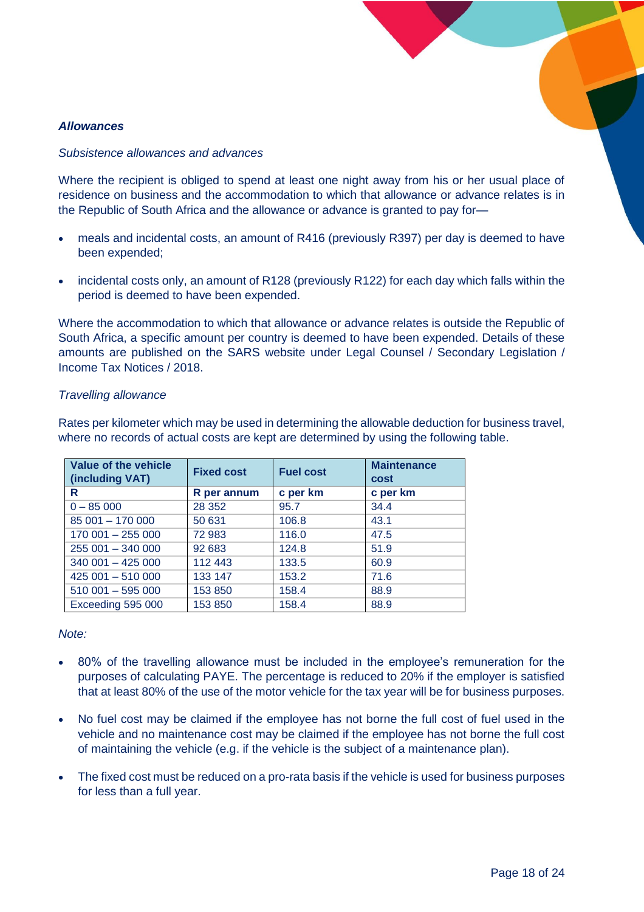### *Allowances*

*Subsistence allowances and advances*

Where the recipient is obliged to spend at least one night away from his or her usual place of residence on business and the accommodation to which that allowance or advance relates is in the Republic of South Africa and the allowance or advance is granted to pay for—

- meals and incidental costs, an amount of R416 (previously R397) per day is deemed to have been expended;
- incidental costs only, an amount of R128 (previously R122) for each day which falls within the period is deemed to have been expended.

Where the accommodation to which that allowance or advance relates is outside the Republic of South Africa, a specific amount per country is deemed to have been expended. Details of these amounts are published on the SARS website under Legal Counsel / Secondary Legislation / Income Tax Notices / 2018.

*Travelling allowance*

Rates per kilometer which may be used in determining the allowable deduction for business travel, where no records of actual costs are kept are determined by using the following table.

| Value of the vehicle (including VAT) | Fixed cost | Fuel cost | Maintenance cost |
|---|---|---|---|
| **R** | **R per annum** | **c per km** | **c per km** |
| 0 – 85 000 | 28 352 | 95.7 | 34.4 |
| 85 001 – 170 000 | 50 631 | 106.8 | 43.1 |
| 170 001 – 255 000 | 72 983 | 116.0 | 47.5 |
| 255 001 – 340 000 | 92 683 | 124.8 | 51.9 |
| 340 001 – 425 000 | 112 443 | 133.5 | 60.9 |
| 425 001 – 510 000 | 133 147 | 153.2 | 71.6 |
| 510 001 – 595 000 | 153 850 | 158.4 | 88.9 |
| Exceeding 595 000 | 153 850 | 158.4 | 88.9 |

*Note:*

- 80% of the travelling allowance must be included in the employee's remuneration for the purposes of calculating PAYE. The percentage is reduced to 20% if the employer is satisfied that at least 80% of the use of the motor vehicle for the tax year will be for business purposes.
- No fuel cost may be claimed if the employee has not borne the full cost of fuel used in the vehicle and no maintenance cost may be claimed if the employee has not borne the full cost of maintaining the vehicle (e.g. if the vehicle is the subject of a maintenance plan).
- The fixed cost must be reduced on a pro-rata basis if the vehicle is used for business purposes for less than a full year.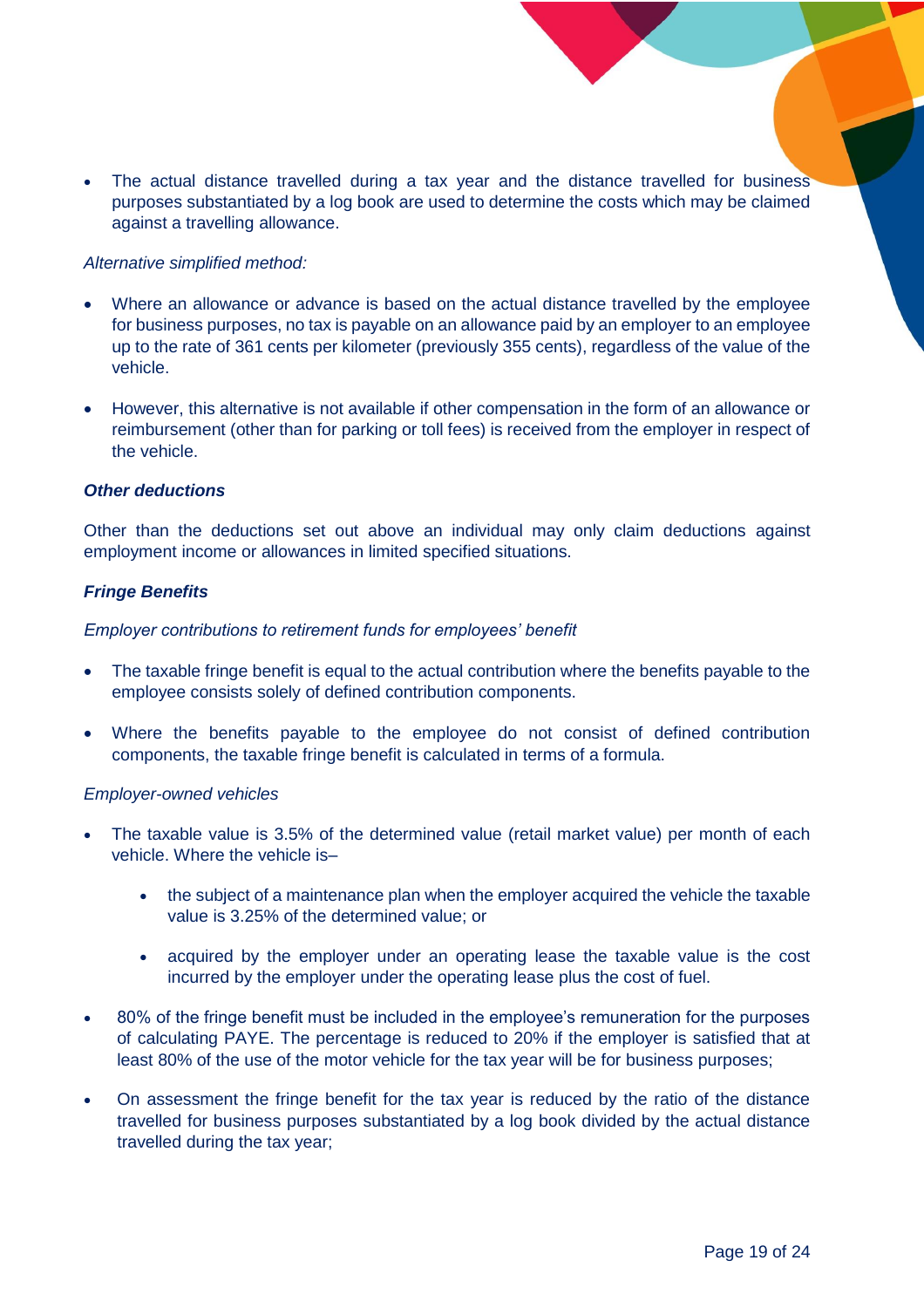- The actual distance travelled during a tax year and the distance travelled for business purposes substantiated by a log book are used to determine the costs which may be claimed against a travelling allowance.

*Alternative simplified method:*

- Where an allowance or advance is based on the actual distance travelled by the employee for business purposes, no tax is payable on an allowance paid by an employer to an employee up to the rate of 361 cents per kilometer (previously 355 cents), regardless of the value of the vehicle.

- However, this alternative is not available if other compensation in the form of an allowance or reimbursement (other than for parking or toll fees) is received from the employer in respect of the vehicle.

***Other deductions***

Other than the deductions set out above an individual may only claim deductions against employment income or allowances in limited specified situations.

***Fringe Benefits***

*Employer contributions to retirement funds for employees' benefit*

- The taxable fringe benefit is equal to the actual contribution where the benefits payable to the employee consists solely of defined contribution components.

- Where the benefits payable to the employee do not consist of defined contribution components, the taxable fringe benefit is calculated in terms of a formula.

*Employer-owned vehicles*

- The taxable value is 3.5% of the determined value (retail market value) per month of each vehicle. Where the vehicle is–

    - the subject of a maintenance plan when the employer acquired the vehicle the taxable value is 3.25% of the determined value; or

    - acquired by the employer under an operating lease the taxable value is the cost incurred by the employer under the operating lease plus the cost of fuel.

- 80% of the fringe benefit must be included in the employee's remuneration for the purposes of calculating PAYE. The percentage is reduced to 20% if the employer is satisfied that at least 80% of the use of the motor vehicle for the tax year will be for business purposes;

- On assessment the fringe benefit for the tax year is reduced by the ratio of the distance travelled for business purposes substantiated by a log book divided by the actual distance travelled during the tax year;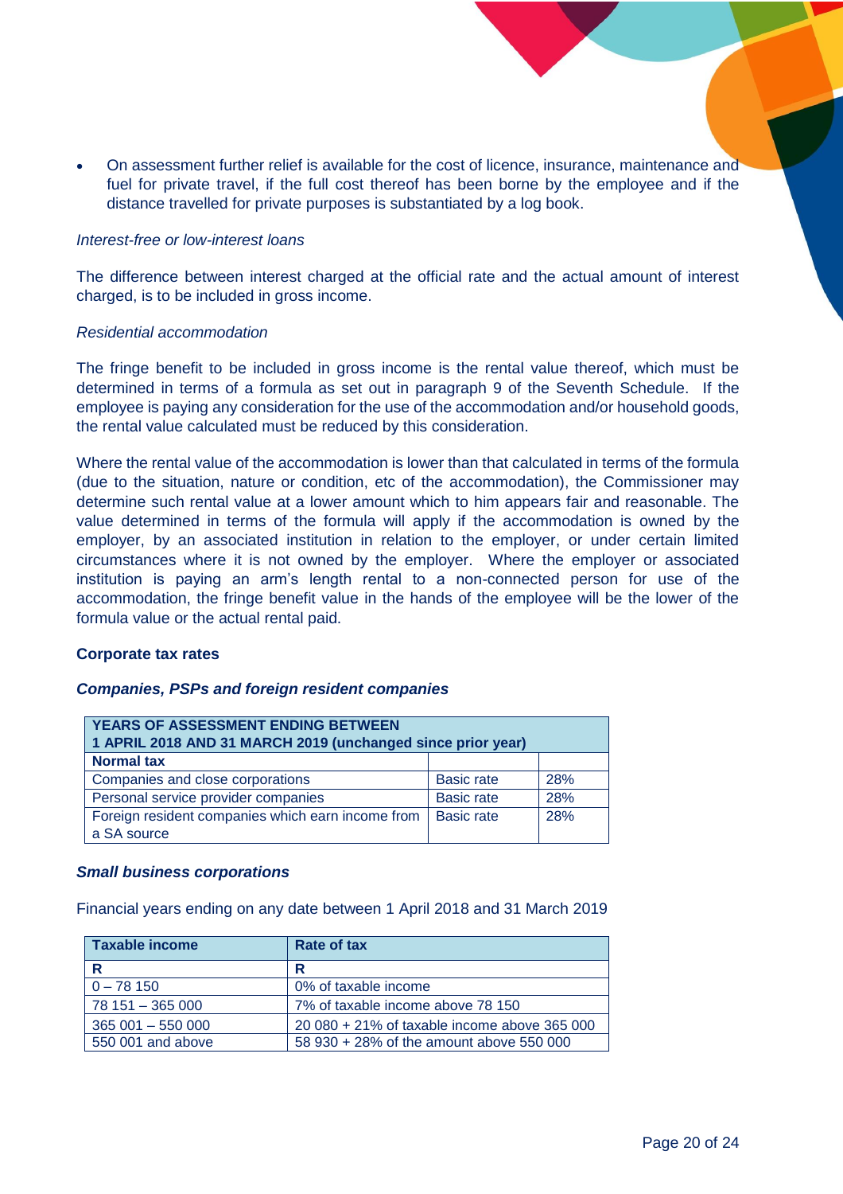- On assessment further relief is available for the cost of licence, insurance, maintenance and fuel for private travel, if the full cost thereof has been borne by the employee and if the distance travelled for private purposes is substantiated by a log book.

*Interest-free or low-interest loans*

The difference between interest charged at the official rate and the actual amount of interest charged, is to be included in gross income.

*Residential accommodation*

The fringe benefit to be included in gross income is the rental value thereof, which must be determined in terms of a formula as set out in paragraph 9 of the Seventh Schedule. If the employee is paying any consideration for the use of the accommodation and/or household goods, the rental value calculated must be reduced by this consideration.

Where the rental value of the accommodation is lower than that calculated in terms of the formula (due to the situation, nature or condition, etc of the accommodation), the Commissioner may determine such rental value at a lower amount which to him appears fair and reasonable. The value determined in terms of the formula will apply if the accommodation is owned by the employer, by an associated institution in relation to the employer, or under certain limited circumstances where it is not owned by the employer. Where the employer or associated institution is paying an arm's length rental to a non-connected person for use of the accommodation, the fringe benefit value in the hands of the employee will be the lower of the formula value or the actual rental paid.

**Corporate tax rates**

***Companies, PSPs and foreign resident companies***

| YEARS OF ASSESSMENT ENDING BETWEEN 1 APRIL 2018 AND 31 MARCH 2019 (unchanged since prior year) | | |
|---|---|---|
| **Normal tax** | | |
| Companies and close corporations | Basic rate | 28% |
| Personal service provider companies | Basic rate | 28% |
| Foreign resident companies which earn income from a SA source | Basic rate | 28% |

***Small business corporations***

Financial years ending on any date between 1 April 2018 and 31 March 2019

| Taxable income | Rate of tax |
|---|---|
| **R** | **R** |
| 0 – 78 150 | 0% of taxable income |
| 78 151 – 365 000 | 7% of taxable income above 78 150 |
| 365 001 – 550 000 | 20 080 + 21% of taxable income above 365 000 |
| 550 001 and above | 58 930 + 28% of the amount above 550 000 |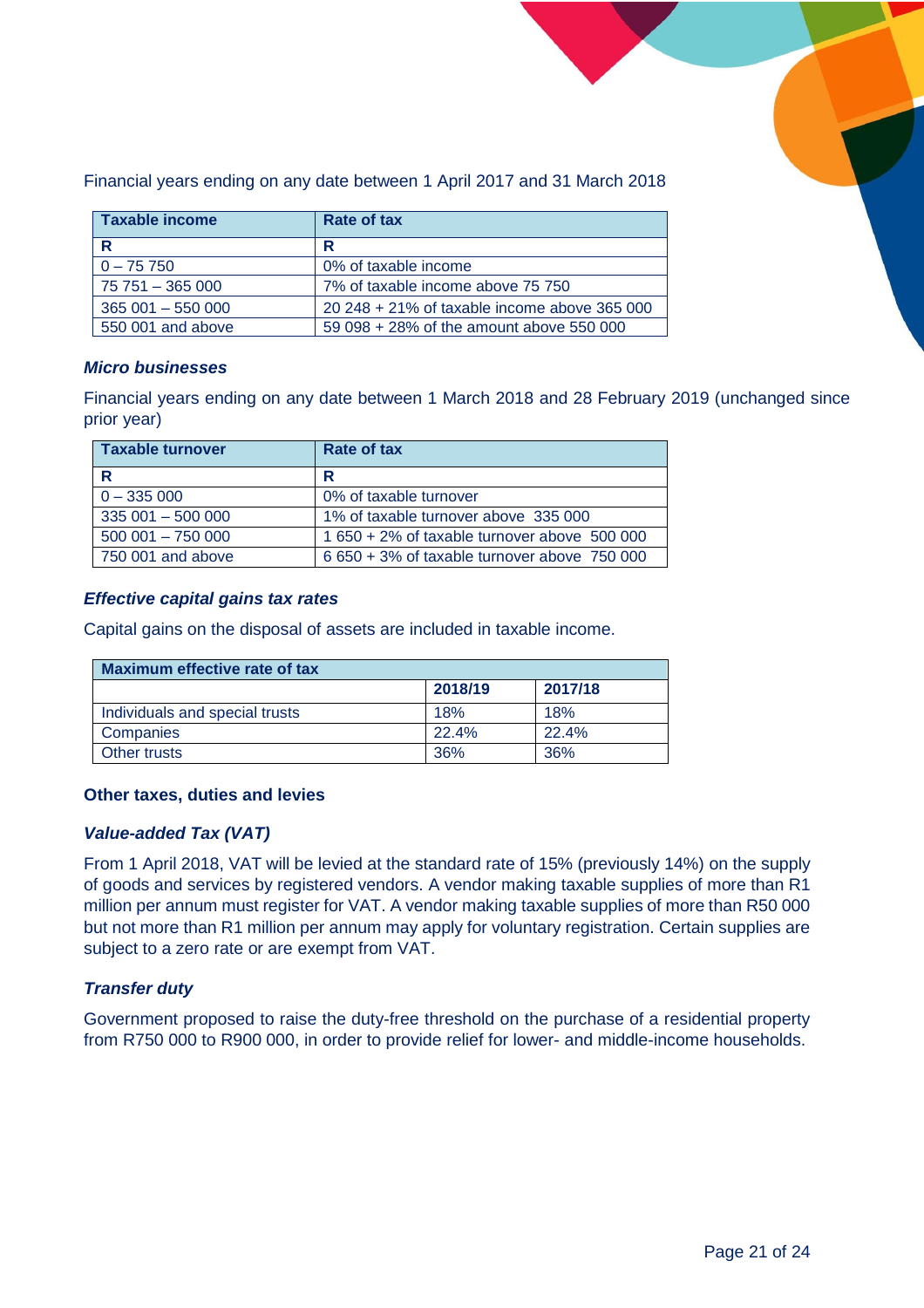Financial years ending on any date between 1 April 2017 and 31 March 2018

| Taxable income | Rate of tax |
|---|---|
| R | R |
| 0 – 75 750 | 0% of taxable income |
| 75 751 – 365 000 | 7% of taxable income above 75 750 |
| 365 001 – 550 000 | 20 248 + 21% of taxable income above 365 000 |
| 550 001 and above | 59 098 + 28% of the amount above 550 000 |

### *Micro businesses*

Financial years ending on any date between 1 March 2018 and 28 February 2019 (unchanged since prior year)

| Taxable turnover | Rate of tax |
|---|---|
| R | R |
| 0 – 335 000 | 0% of taxable turnover |
| 335 001 – 500 000 | 1% of taxable turnover above 335 000 |
| 500 001 – 750 000 | 1 650 + 2% of taxable turnover above 500 000 |
| 750 001 and above | 6 650 + 3% of taxable turnover above 750 000 |

### *Effective capital gains tax rates*

Capital gains on the disposal of assets are included in taxable income.

| Maximum effective rate of tax | | |
|---|---|---|
| | 2018/19 | 2017/18 |
| Individuals and special trusts | 18% | 18% |
| Companies | 22.4% | 22.4% |
| Other trusts | 36% | 36% |

## Other taxes, duties and levies

### *Value-added Tax (VAT)*

From 1 April 2018, VAT will be levied at the standard rate of 15% (previously 14%) on the supply of goods and services by registered vendors. A vendor making taxable supplies of more than R1 million per annum must register for VAT. A vendor making taxable supplies of more than R50 000 but not more than R1 million per annum may apply for voluntary registration. Certain supplies are subject to a zero rate or are exempt from VAT.

### *Transfer duty*

Government proposed to raise the duty-free threshold on the purchase of a residential property from R750 000 to R900 000, in order to provide relief for lower- and middle-income households.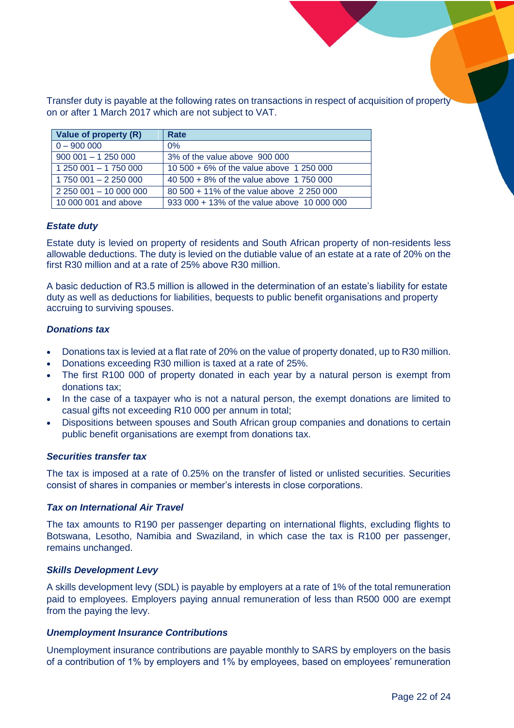Transfer duty is payable at the following rates on transactions in respect of acquisition of property on or after 1 March 2017 which are not subject to VAT.

| Value of property (R) | Rate |
|---|---|
| 0 – 900 000 | 0% |
| 900 001 – 1 250 000 | 3% of the value above 900 000 |
| 1 250 001 – 1 750 000 | 10 500 + 6% of the value above 1 250 000 |
| 1 750 001 – 2 250 000 | 40 500 + 8% of the value above 1 750 000 |
| 2 250 001 – 10 000 000 | 80 500 + 11% of the value above 2 250 000 |
| 10 000 001 and above | 933 000 + 13% of the value above 10 000 000 |

### *Estate duty*

Estate duty is levied on property of residents and South African property of non-residents less allowable deductions. The duty is levied on the dutiable value of an estate at a rate of 20% on the first R30 million and at a rate of 25% above R30 million.

A basic deduction of R3.5 million is allowed in the determination of an estate's liability for estate duty as well as deductions for liabilities, bequests to public benefit organisations and property accruing to surviving spouses.

### *Donations tax*

- Donations tax is levied at a flat rate of 20% on the value of property donated, up to R30 million.
- Donations exceeding R30 million is taxed at a rate of 25%.
- The first R100 000 of property donated in each year by a natural person is exempt from donations tax;
- In the case of a taxpayer who is not a natural person, the exempt donations are limited to casual gifts not exceeding R10 000 per annum in total;
- Dispositions between spouses and South African group companies and donations to certain public benefit organisations are exempt from donations tax.

### *Securities transfer tax*

The tax is imposed at a rate of 0.25% on the transfer of listed or unlisted securities. Securities consist of shares in companies or member's interests in close corporations.

### *Tax on International Air Travel*

The tax amounts to R190 per passenger departing on international flights, excluding flights to Botswana, Lesotho, Namibia and Swaziland, in which case the tax is R100 per passenger, remains unchanged.

### *Skills Development Levy*

A skills development levy (SDL) is payable by employers at a rate of 1% of the total remuneration paid to employees. Employers paying annual remuneration of less than R500 000 are exempt from the paying the levy.

### *Unemployment Insurance Contributions*

Unemployment insurance contributions are payable monthly to SARS by employers on the basis of a contribution of 1% by employers and 1% by employees, based on employees' remuneration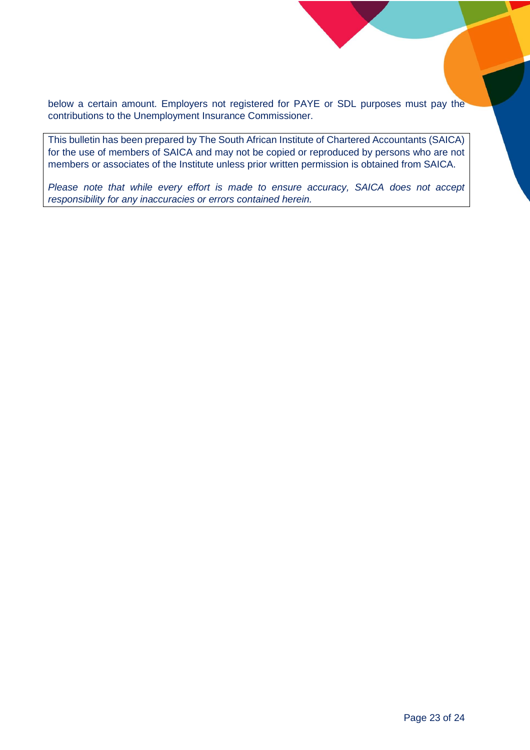below a certain amount. Employers not registered for PAYE or SDL purposes must pay the contributions to the Unemployment Insurance Commissioner.

This bulletin has been prepared by The South African Institute of Chartered Accountants (SAICA) for the use of members of SAICA and may not be copied or reproduced by persons who are not members or associates of the Institute unless prior written permission is obtained from SAICA.

*Please note that while every effort is made to ensure accuracy, SAICA does not accept responsibility for any inaccuracies or errors contained herein.*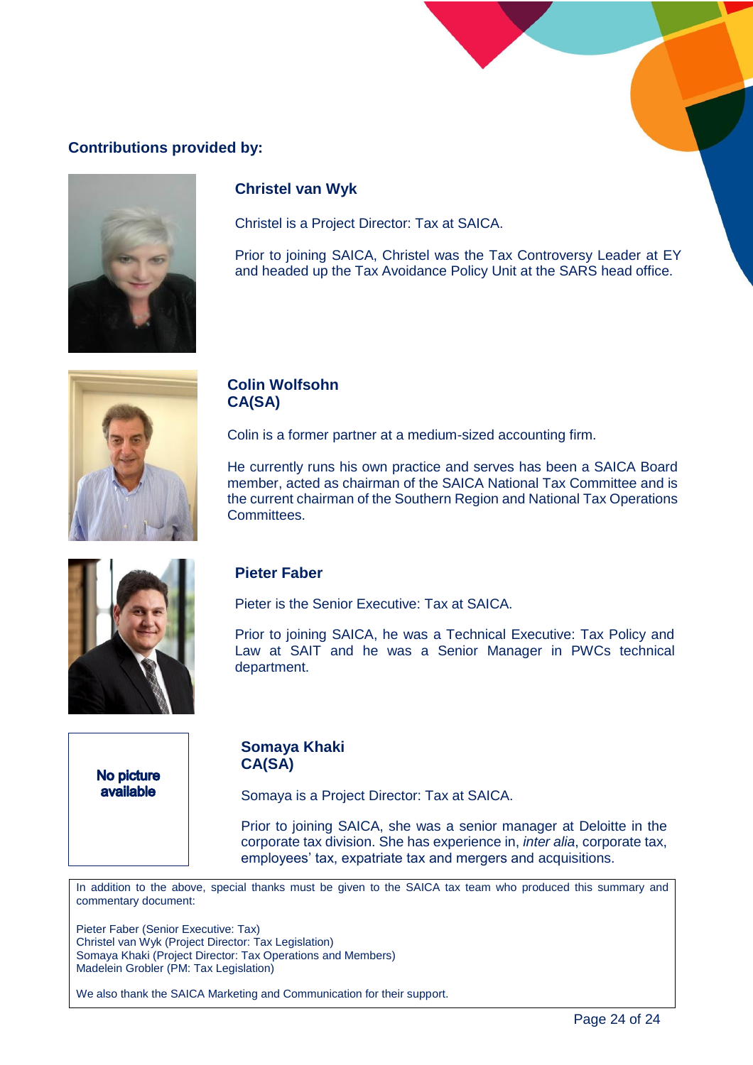## Contributions provided by:

### Christel van Wyk

Christel is a Project Director: Tax at SAICA.

Prior to joining SAICA, Christel was the Tax Controversy Leader at EY and headed up the Tax Avoidance Policy Unit at the SARS head office.

### Colin Wolfsohn
### CA(SA)

Colin is a former partner at a medium-sized accounting firm.

He currently runs his own practice and serves has been a SAICA Board member, acted as chairman of the SAICA National Tax Committee and is the current chairman of the Southern Region and National Tax Operations Committees.

### Pieter Faber

Pieter is the Senior Executive: Tax at SAICA.

Prior to joining SAICA, he was a Technical Executive: Tax Policy and Law at SAIT and he was a Senior Manager in PWCs technical department.

No picture available

### Somaya Khaki
### CA(SA)

Somaya is a Project Director: Tax at SAICA.

Prior to joining SAICA, she was a senior manager at Deloitte in the corporate tax division. She has experience in, *inter alia*, corporate tax, employees' tax, expatriate tax and mergers and acquisitions.

In addition to the above, special thanks must be given to the SAICA tax team who produced this summary and commentary document:

Pieter Faber (Senior Executive: Tax)
Christel van Wyk (Project Director: Tax Legislation)
Somaya Khaki (Project Director: Tax Operations and Members)
Madelein Grobler (PM: Tax Legislation)

We also thank the SAICA Marketing and Communication for their support.